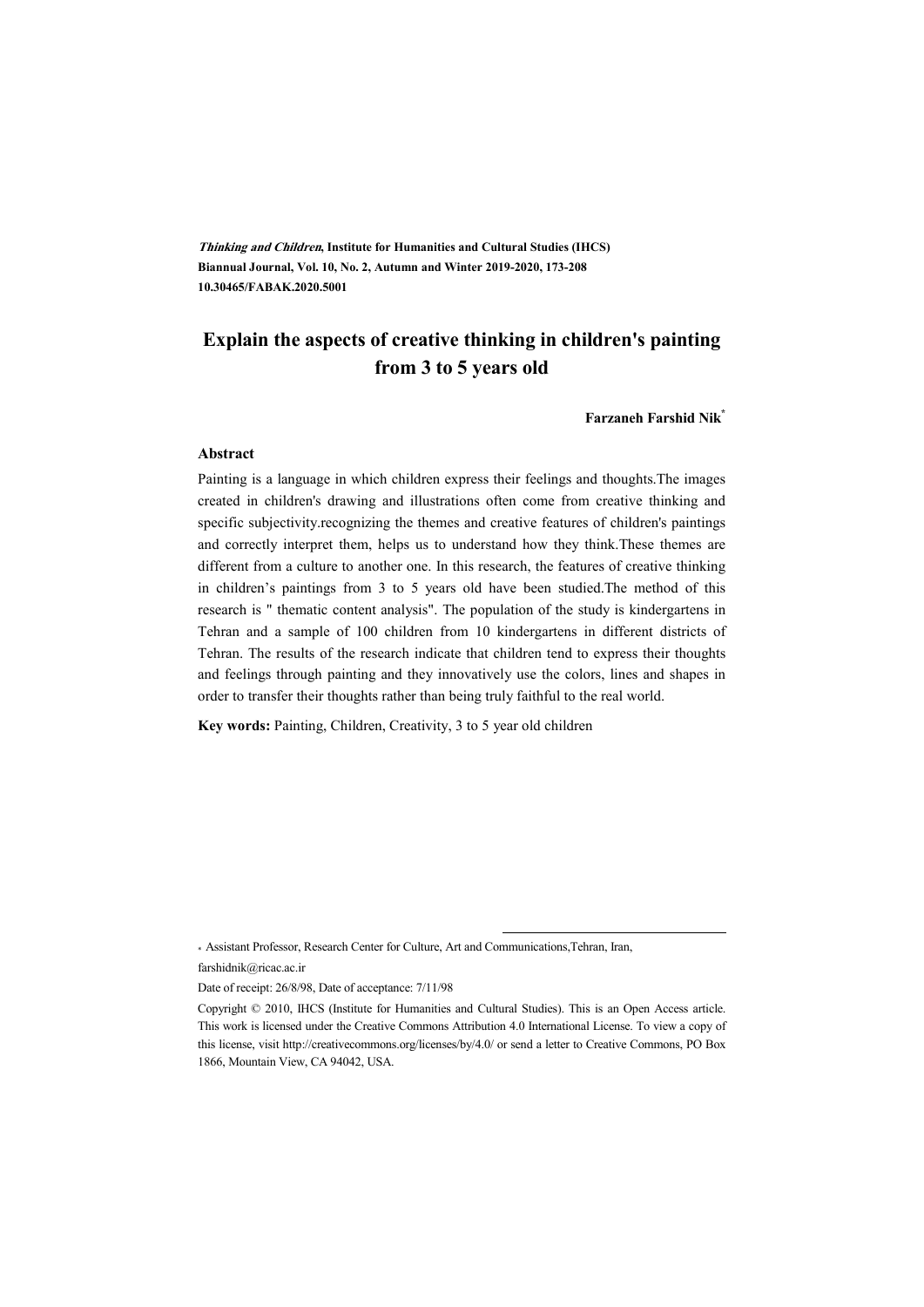*Thinking and Children*, **Institute for Humanities and Cultural Studies (IHCS)**
**Biannual Journal, Vol. 10, No. 2, Autumn and Winter 2019-2020, 173-208**
**10.30465/FABAK.2020.5001**

# Explain the aspects of creative thinking in children's painting from 3 to 5 years old

**Farzaneh Farshid Nik***

## Abstract

Painting is a language in which children express their feelings and thoughts.The images created in children's drawing and illustrations often come from creative thinking and specific subjectivity.recognizing the themes and creative features of children's paintings and correctly interpret them, helps us to understand how they think.These themes are different from a culture to another one. In this research, the features of creative thinking in children's paintings from 3 to 5 years old have been studied.The method of this research is " thematic content analysis". The population of the study is kindergartens in Tehran and a sample of 100 children from 10 kindergartens in different districts of Tehran. The results of the research indicate that children tend to express their thoughts and feelings through painting and they innovatively use the colors, lines and shapes in order to transfer their thoughts rather than being truly faithful to the real world.

**Key words:** Painting, Children, Creativity, 3 to 5 year old children

---

* Assistant Professor, Research Center for Culture, Art and Communications,Tehran, Iran, farshidnik@ricac.ac.ir

Date of receipt: 26/8/98, Date of acceptance: 7/11/98

Copyright © 2010, IHCS (Institute for Humanities and Cultural Studies). This is an Open Access article. This work is licensed under the Creative Commons Attribution 4.0 International License. To view a copy of this license, visit http://creativecommons.org/licenses/by/4.0/ or send a letter to Creative Commons, PO Box 1866, Mountain View, CA 94042, USA.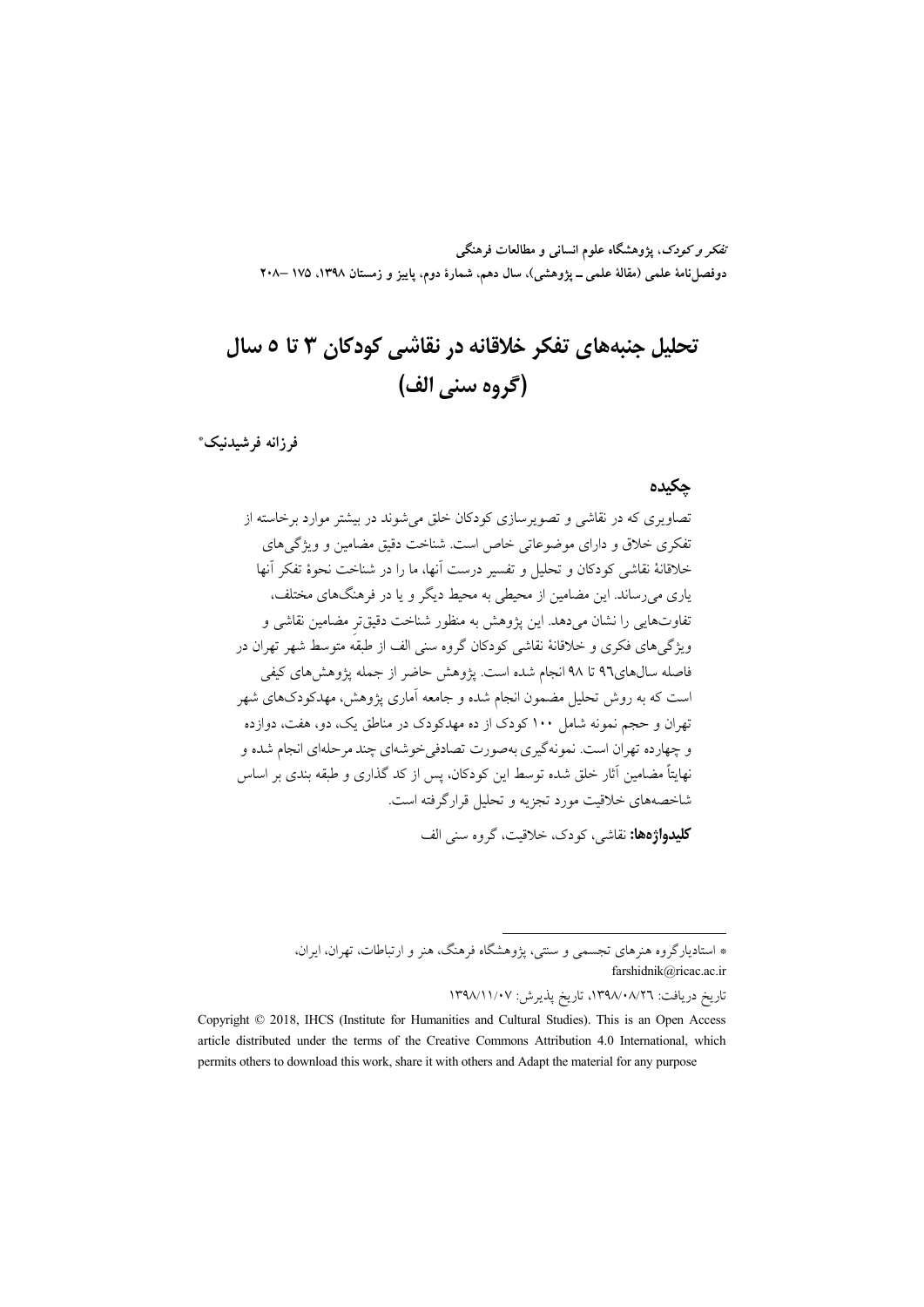# تحلیل جنبه‌های تفکر خلاقانه در نقاشی کودکان ۳ تا ۵ سال (گروه سنی الف)

**فرزانه فرشیدنیک**[*]

## چکیده

تصاویری که در نقاشی و تصویرسازی کودکان خلق می‌شوند در بیشتر موارد برخاسته از تفکری خلاق و دارای موضوعاتی خاص است. شناخت دقیق مضامین و ویژگی‌های خلاقانهٔ نقاشی کودکان و تحلیل و تفسیر درست آنها، ما را در شناخت نحوهٔ تفکر آنها یاری می‌رساند. این مضامین از محیطی به محیط دیگر و یا در فرهنگ‌های مختلف، تفاوت‌هایی را نشان می‌دهد. این پژوهش به منظور شناخت دقیق‌تر مضامین نقاشی و ویژگی‌های فکری و خلاقانهٔ نقاشی کودکان گروه سنی الف از طبقه متوسط شهر تهران در فاصله سال‌های۹٦ تا ۹۸ انجام شده است. پژوهش حاضر از جمله پژوهش‌های کیفی است که به روش تحلیل مضمون انجام شده و جامعه آماری پژوهش، مهدکودک‌های شهر تهران و حجم نمونه شامل ۱۰۰ کودک از ده مهدکودک در مناطق یک، دو، هفت، دوازده و چهارده تهران است. نمونه‌گیری به‌صورت تصادفی‌خوشه‌ای چند مرحله‌ای انجام شده و نهایتاً مضامین آثار خلق شده توسط این کودکان، پس از کد گذاری و طبقه بندی بر اساس شاخصه‌های خلاقیت مورد تجزیه و تحلیل قرارگرفته است.

**کلیدواژه‌ها:** نقاشی، کودک، خلاقیت، گروه سنی الف

---

[*] استادیارگروه هنرهای تجسمی و سنتی، پژوهشگاه فرهنگ، هنر و ارتباطات، تهران، ایران، farshidnik@ricac.ac.ir

تاریخ دریافت: ۱۳۹۸/۰۸/۲٦، تاریخ پذیرش: ۱۳۹۸/۱۱/۰۷

Copyright © 2018, IHCS (Institute for Humanities and Cultural Studies). This is an Open Access article distributed under the terms of the Creative Commons Attribution 4.0 International, which permits others to download this work, share it with others and Adapt the material for any purpose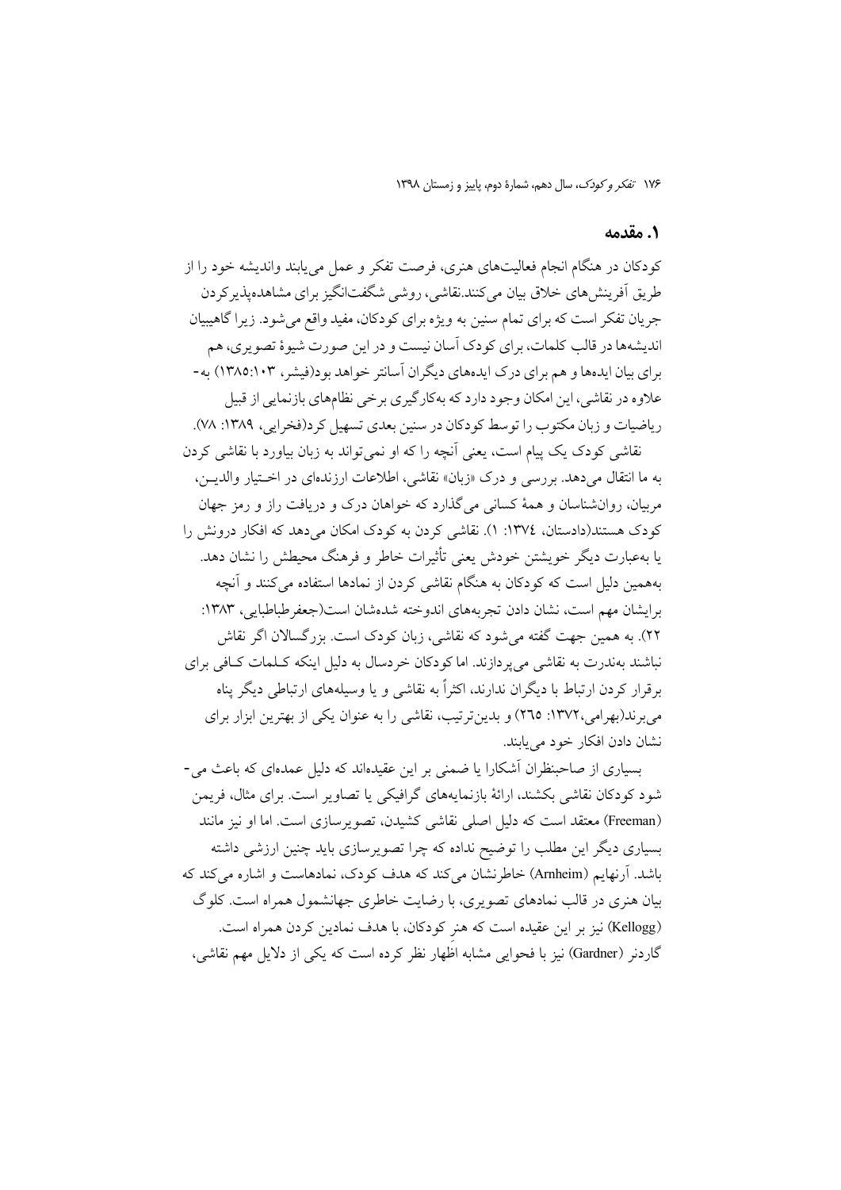## ۱. مقدمه

کودکان در هنگام انجام فعالیت‌های هنری، فرصت تفکر و عمل می‌یابند واندیشه خود را از طریق آفرینش‌های خلاق بیان می‌کنند.نقاشی، روشی شگفت‌انگیز برای مشاهده‌پذیرکردن جریان تفکر است که برای تمام سنین به ویژه برای کودکان، مفید واقع می‌شود. زیرا گاهیبیان اندیشه‌ها در قالب کلمات، برای کودک آسان نیست و در این صورت شیوهٔ تصویری، هم برای بیان ایده‌ها و هم برای درک ایده‌های دیگران آسانتر خواهد بود(فیشر، ۱۰۳:۱۳۸۵) به‌علاوه در نقاشی، این امکان وجود دارد که به‌کارگیری برخی نظام‌های بازنمایی از قبیل ریاضیات و زبان مکتوب را توسط کودکان در سنین بعدی تسهیل کرد(فخرایی، ۱۳۸۹: ۷۸).

نقاشی کودک یک پیام است، یعنی آنچه را که او نمی‌تواند به زبان بیاورد با نقاشی کردن به ما انتقال می‌دهد. بررسی و درک «زبان» نقاشی، اطلاعات ارزنده‌ای در اختیار والدین، مربیان، روان‌شناسان و همهٔ کسانی می‌گذارد که خواهان درک و دریافت راز و رمز جهان کودک هستند(دادستان، ۱۳۷٤: ۱). نقاشی کردن به کودک امکان می‌دهد که افکار درونش را یا به‌عبارت دیگر خویشتن خودش یعنی تأثیرات خاطر و فرهنگ محیطش را نشان دهد. به‌همین دلیل است که کودکان به هنگام نقاشی کردن از نمادها استفاده می‌کنند و آنچه برایشان مهم است، نشان دادن تجربه‌های اندوخته شده‌شان است(جعفرطباطبایی، ۱۳۸۳: ۲۲). به همین جهت گفته می‌شود که نقاشی، زبان کودک است. بزرگسالان اگر نقاش نباشند به‌ندرت به نقاشی می‌پردازند. اما کودکان خردسال به دلیل اینکه کلمات کافی برای برقرار کردن ارتباط با دیگران ندارند، اکثراً به نقاشی و یا وسیله‌های ارتباطی دیگر پناه می‌برند(بهرامی،۱۳۷۲: ۲٦٥) و بدین‌ترتیب، نقاشی را به عنوان یکی از بهترین ابزار برای نشان دادن افکار خود می‌یابند.

بسیاری از صاحبنظران آشکارا یا ضمنی بر این عقیده‌اند که دلیل عمده‌ای که باعث می‌شود کودکان نقاشی بکشند، ارائهٔ بازنمایه‌های گرافیکی یا تصاویر است. برای مثال، فریمن (Freeman) معتقد است که دلیل اصلی نقاشی کشیدن، تصویرسازی است. اما او نیز مانند بسیاری دیگر این مطلب را توضیح نداده که چرا تصویرسازی باید چنین ارزشی داشته باشد. آرنهایم (Arnheim) خاطرنشان می‌کند که هدف کودک، نمادهاست و اشاره می‌کند که بیان هنری در قالب نمادهای تصویری، با رضایت خاطری جهانشمول همراه است. کلوگ (Kellogg) نیز بر این عقیده است که هنرِ کودکان، با هدف نمادین کردن همراه است. گاردنر (Gardner) نیز با فحوایی مشابه اظهار نظر کرده است که یکی از دلایل مهم نقاشی،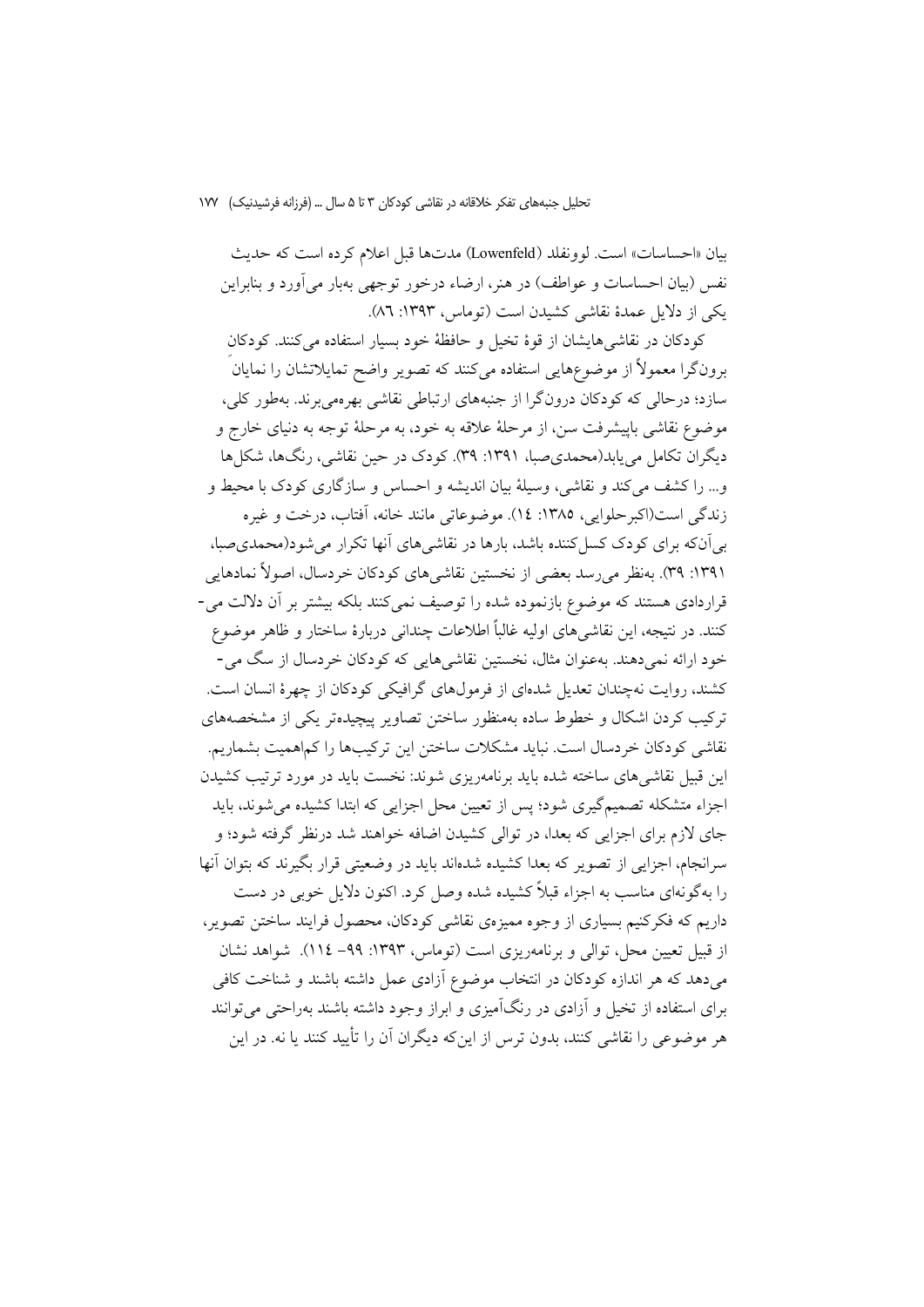بیان «احساسات» است. لوونفلد (Lowenfeld) مدت‌ها قبل اعلام کرده است که حدیث نفس (بیان احساسات و عواطف) در هنر، ارضاء درخور توجهی به‌بار می‌آورد و بنابراین یکی از دلایل عمدهٔ نقاشی کشیدن است (توماس، ۱۳۹۳: ۸۶).

کودکان در نقاشی‌هایشان از قوهٔ تخیل و حافظهٔ خود بسیار استفاده می‌کنند. کودکان برون‌گرا معمولاً از موضوع‌هایی استفاده می‌کنند که تصویر واضح تمایلاتشان را نمایان سازد؛ درحالی که کودکان درون‌گرا از جنبه‌های ارتباطی نقاشی بهره‌می‌برند. به‌طور کلی، موضوع نقاشی باپیشرفت سن، از مرحلهٔ علاقه به خود، به مرحلهٔ توجه به دنیای خارج و دیگران تکامل می‌یابد(محمدی‌صبا، ۱۳۹۱: ۳۹). کودک در حین نقاشی، رنگ‌ها، شکل‌ها و... را کشف می‌کند و نقاشی، وسیلهٔ بیان اندیشه و احساس و سازگاری کودک با محیط و زندگی است(اکبرحلوایی، ۱۳۸۵: ۱٤). موضوعاتی مانند خانه، آفتاب، درخت و غیره بی‌آن‌که برای کودک کسل‌کننده باشد، بارها در نقاشی‌های آنها تکرار می‌شود(محمدی‌صبا، ۱۳۹۱: ۳۹). به‌نظر می‌رسد بعضی از نخستین نقاشی‌های کودکان خردسال، اصولاً نمادهایی قراردادی هستند که موضوع بازنموده شده را توصیف نمی‌کنند بلکه بیشتر بر آن دلالت می‌کنند. در نتیجه، این نقاشی‌های اولیه غالباً اطلاعات چندانی دربارهٔ ساختار و ظاهر موضوع خود ارائه نمی‌دهند. به‌عنوان مثال، نخستین نقاشی‌هایی که کودکان خردسال از سگ می‌کشند، روایت نه‌چندان تعدیل شده‌ای از فرمول‌های گرافیکی کودکان از چهرهٔ انسان است. ترکیب کردن اشکال و خطوط ساده به‌منظور ساختن تصاویر پیچیده‌تر یکی از مشخصه‌های نقاشی کودکان خردسال است. نباید مشکلات ساختن این ترکیب‌ها را کم‌اهمیت بشماریم. این قبیل نقاشی‌های ساخته شده باید برنامه‌ریزی شوند: نخست باید در مورد ترتیب کشیدن اجزاء متشکله تصمیم‌گیری شود؛ پس از تعیین محل اجزایی که ابتدا کشیده می‌شوند، باید جای لازم برای اجزایی که بعدا، در توالی کشیدن اضافه خواهند شد درنظر گرفته شود؛ و سرانجام، اجزایی از تصویر که بعدا کشیده شده‌اند باید در وضعیتی قرار بگیرند که بتوان آنها را به‌گونه‌ای مناسب به اجزاء قبلاً کشیده شده وصل کرد. اکنون دلایل خوبی در دست داریم که فکرکنیم بسیاری از وجوه ممیزهٔ نقاشی کودکان، محصول فرایند ساختن تصویر، از قبیل تعیین محل، توالی و برنامه‌ریزی است (توماس، ۱۳۹۳: ۹۹- ۱۱٤). شواهد نشان می‌دهد که هر اندازه کودکان در انتخاب موضوع آزادی عمل داشته باشند و شناخت کافی برای استفاده از تخیل و آزادی در رنگ‌آمیزی و ابزار وجود داشته باشد به‌راحتی می‌توانند هر موضوعی را نقاشی کنند، بدون ترس از این‌که دیگران آن را تأیید کنند یا نه. در این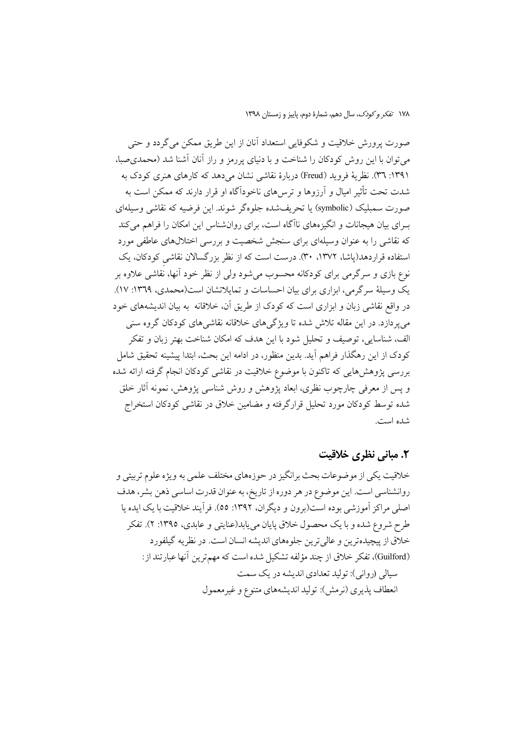صورت پرورش خلاقیت و شکوفایی استعداد آنان از این طریق ممکن می‌گردد و حتی می‌توان با این روش کودکان را شناخت و با دنیای پررمز و راز آنان آشنا شد (محمدی‌صبا، ۱۳۹۱: ۳٦). نظریهٔ فروید (Freud) دربارهٔ نقاشی نشان می‌دهد که کارهای هنری کودک به شدت تحت تأثیر امیال و آرزوها و ترس‌های ناخودآگاه او قرار دارند که ممکن است به صورت سمبلیک (symbolic) یا تحریف‌شده جلوه‌گر شوند. این فرضیه که نقاشی وسیله‌ای بـرای بیان هیجانات و انگیزه‌های ناآگاه است، برای روان‌شناس این امکان را فراهم می‌کند که نقاشی را به عنوان وسیله‌ای برای سنجش شخصیت و بررسی اختلال‌های عاطفی مورد استفاده قراردهد(پاشا، ۱۳۷۲، ۳۰). درست است که از نظر بزرگسالان نقاشیِ کودکان، یک نوع بازی و سرگرمی برای کودکانه محسوب می‌شود ولی از نظر خود آنها، نقاشی علاوه بر یک وسیلهٔ سرگرمی، ابزاری برای بیان احساسات و تمایلاتشان است(محمدی، ۱۳٦۹: ۱۷). در واقع نقاشی زبان و ابزاری است که کودک از طریق آن، خلاقانه به بیان اندیشه‌های خود می‌پردازد. در این مقاله تلاش شده تا ویژگی‌های خلاقانه نقاشی‌های کودکان گروه سنی الف، شناسایی، توصیف و تحلیل شود با این هدف که امکان شناخت بهتر زبان و تفکر کودک از این رهگذار فراهم آید. بدین منظور، در ادامه این بحث، ابتدا پیشینه تحقیق شامل بررسی پژوهش‌هایی که تاکنون با موضوع خلاقیت در نقاشی کودکان انجام گرفته ارائه شده و پس از معرفی چارچوب نظری، ابعاد پژوهش و روش شناسی پژوهش، نمونه آثار خلق شده توسط کودکان مورد تحلیل قرارگرفته و مضامین خلاق در نقاشی کودکان استخراج شده است.

## ۲. مبانی نظری خلاقیت

خلاقیت یکی از موضوعات بحث برانگیز در حوزه‌های مختلف علمی به ویژه علوم تربیتی و روانشناسی است. این موضوع در هر دوره از تاریخ، به عنوان قدرت اساسی ذهن بشر، هدف اصلی مراکز آموزشی بوده است(برون و دیگران، ۱۳۹۲: ۵۵). فرآیند خلاقیت با یک ایده یا طرح شروع شده و با یک محصول خلاق پایان می‌یابد(عنایتی و عابدی، ۱۳۹۵: ۲). تفکر خلاق از پیچیده‌ترین و عالی‌ترین جلوه‌های اندیشه انسان است. در نظریه گیلفورد (Guilford)، تفکر خلاق از چند مؤلفه تشکیل شده است که مهم‌ترین آنها عبارتند از:

سیالی (روانی): تولید تعدادی اندیشه در یک سمت

انعطاف پذیری (نرمش): تولید اندیشه‌های متنوع و غیرمعمول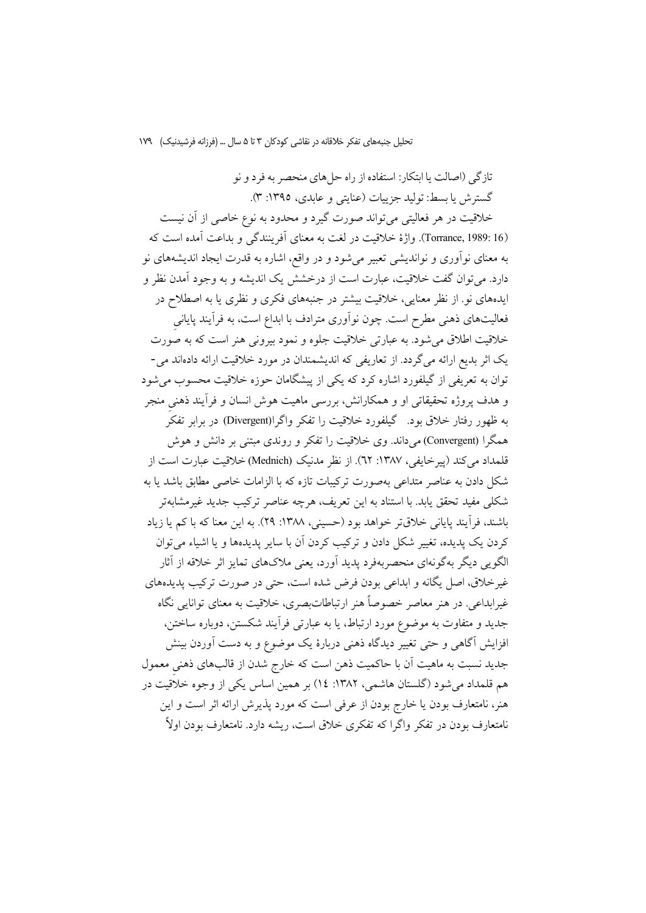تازگی (اصالت یا ابتکار: استفاده از راه حل‌های منحصر به فرد و نو

گسترش یا بسط: تولید جزییات (عنایتی و عابدی، ۱۳۹۵: ۳).

خلاقیت در هر فعالیتی می‌تواند صورت گیرد و محدود به نوع خاصی از آن نیست (Torrance, 1989: 16). واژهٔ خلاقیت در لغت به معنای آفرینندگی و بداعت آمده است که به معنای نوآوری و نواندیشی تعبیر می‌شود و در واقع، اشاره به قدرت ایجاد اندیشه‌های نو دارد. می‌توان گفت خلاقیت، عبارت است از درخشش یک اندیشه و به وجود آمدن نظر و ایده‌های نو. از نظر معنایی، خلاقیت بیشتر در جنبه‌های فکری و نظری یا به اصطلاح در فعالیت‌های ذهنی مطرح است. چون نوآوری مترادف با ابداع است، به فرآیند پایانیِ خلاقیت اطلاق می‌شود. به عبارتی خلاقیت جلوه و نمود بیرونی هنر است که به صورت یک اثر بدیع ارائه می‌گردد. از تعاریفی که اندیشمندان در مورد خلاقیت ارائه داده‌اند می‌-توان به تعریفی از گیلفورد اشاره کرد که یکی از پیشگامان حوزه خلاقیت محسوب می‌شود و هدف پروژه تحقیقاتی او و همکارانش، بررسی ماهیت هوش انسان و فرآیند ذهنیِ منجر به ظهور رفتار خلاق بود. گیلفورد خلاقیت را تفکر واگرا(Divergent) در برابر تفکرِ همگرا (Convergent) می‌داند. وی خلاقیت را تفکر و روندی مبتنی بر دانش و هوش قلمداد می‌کند (پیرخایفی، ۱۳۸۷: ٦٢). از نظر مدنیک (Mednich) خلاقیت عبارت است از شکل دادن به عناصر متداعی به‌صورت ترکیبات تازه که با الزامات خاصی مطابق باشد یا به شکلی مفید تحقق یابد. با استناد به این تعریف، هرچه عناصر ترکیب جدید غیرمشابه‌تر باشند، فرآیند پایانی خلاق‌تر خواهد بود (حسینی، ۱۳۸۸: ۲۹). به این معنا که با کم یا زیاد کردن یک پدیده، تغییر شکل دادن و ترکیب کردن آن با سایر پدیده‌ها و یا اشیاء می‌توان الگویی دیگر به‌گونه‌ای منحصربه‌فرد پدید آورد، یعنی ملاک‌های تمایز اثر خلاقه از آثار غیرخلاق، اصل یگانه و ابداعی بودن فرض شده است، حتی در صورت ترکیب پدیده‌های غیرابداعی. در هنر معاصر خصوصاً هنر ارتباطات‌بصری، خلاقیت به معنای توانایی نگاه جدید و متفاوت به موضوع مورد ارتباط، یا به عبارتی فرآیند شکستن، دوباره ساختن، افزایش آگاهی و حتی تغییر دیدگاه ذهنی دربارهٔ یک موضوع و به دست آوردن بینش جدید نسبت به ماهیت آن با حاکمیت ذهن است که خارج شدن از قالب‌های ذهنیِ معمول هم قلمداد می‌شود (گلستان هاشمی، ۱۳۸۲: ١٤) بر همین اساس یکی از وجوه خلاقیت در هنر، نامتعارف بودن یا خارج بودن از عرفی است که مورد پذیرش ارائه اثر است و این نامتعارف بودن در تفکر واگرا که تفکری خلاق است، ریشه دارد. نامتعارف بودن اولاً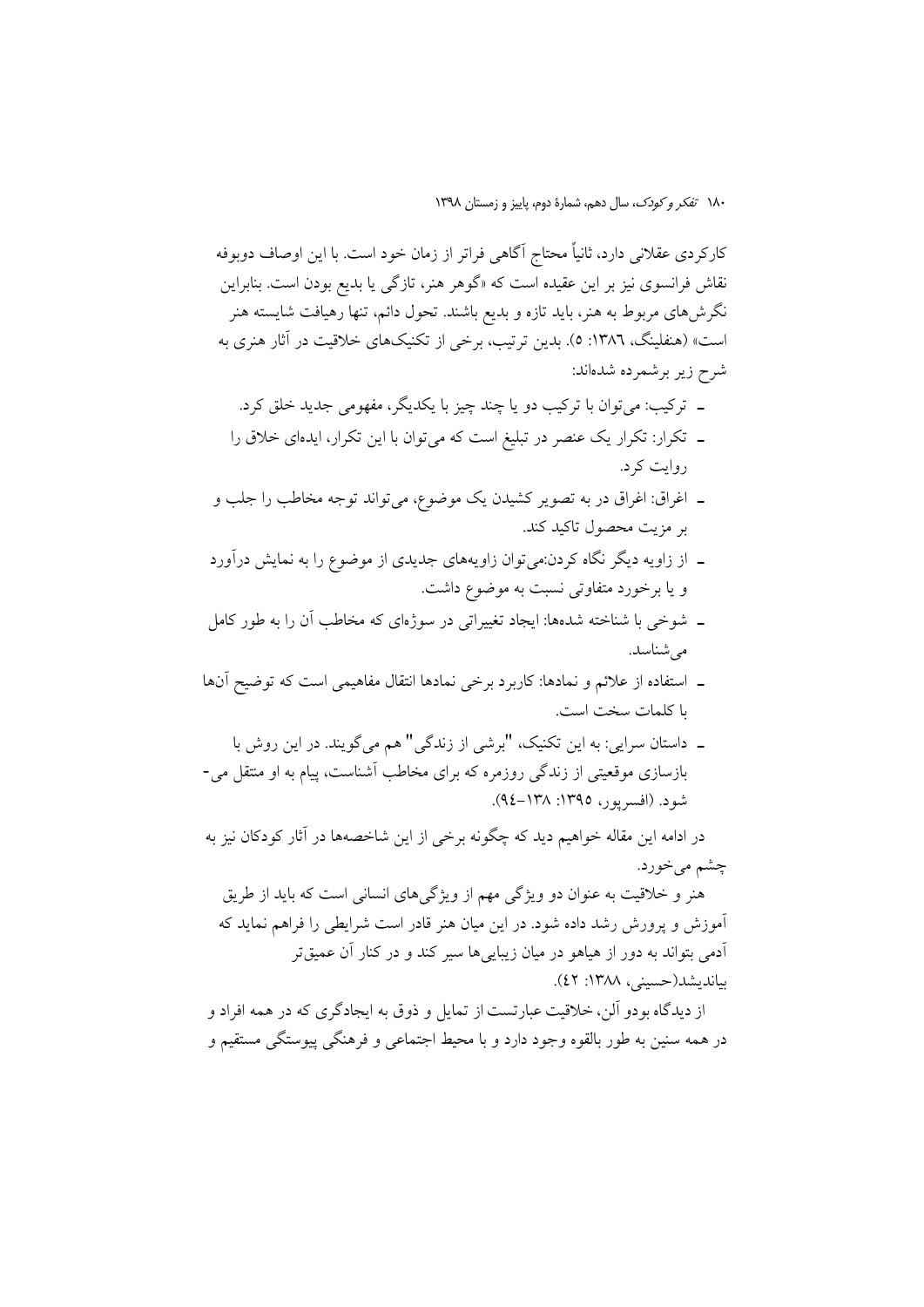کارکردی عقلانی دارد، ثانیاً محتاج آگاهی فراتر از زمان خود است. با این اوصاف دوبوفه نقاش فرانسوی نیز بر این عقیده است که «گوهر هنر، تازگی یا بدیع بودن است. بنابراین نگرش‌های مربوط به هنر، باید تازه و بدیع باشند. تحول دائم، تنها رهیافت شایسته هنر است» (هنفلینگ، ۱۳۸۶: ۵). بدین ترتیب، برخی از تکنیک‌های خلاقیت در آثار هنری به شرح زیر برشمرده شده‌اند:

- ترکیب: می‌توان با ترکیب دو یا چند چیز با یکدیگر، مفهومی جدید خلق کرد.
- تکرار: تکرار یک عنصر در تبلیغ است که می‌توان با این تکرار، ایده‌ای خلاق را روایت کرد.
- اغراق: اغراق در به تصویر کشیدن یک موضوع، می‌تواند توجه مخاطب را جلب و بر مزیت محصول تاکید کند.
- از زاویه دیگر نگاه کردن:می‌توان زاویه‌های جدیدی از موضوع را به نمایش درآورد و یا برخورد متفاوتی نسبت به موضوع داشت.
- شوخی با شناخته شده‌ها: ایجاد تغییراتی در سوژه‌ای که مخاطب آن را به طور کامل می‌شناسد.
- استفاده از علائم و نمادها: کاربرد برخی نمادها انتقال مفاهیمی است که توضیح آن‌ها با کلمات سخت است.
- داستان سرایی: به این تکنیک، "برشی از زندگی" هم می‌گویند. در این روش با بازسازی موقعیتی از زندگی روزمره که برای مخاطب آشناست، پیام به او منتقل می‌شود. (افسرپور، ۱۳۹۵: ۱۳۸-۹۴).

در ادامه این مقاله خواهیم دید که چگونه برخی از این شاخصه‌ها در آثار کودکان نیز به چشم می‌خورد.

هنر و خلاقیت به عنوان دو ویژگی مهم از ویژگی‌های انسانی است که باید از طریق آموزش و پرورش رشد داده شود. در این میان هنر قادر است شرایطی را فراهم نماید که آدمی بتواند به دور از هیاهو در میان زیبایی‌ها سیر کند و در کنار آن عمیق‌تر بیاندیشد(حسینی، ۱۳۸۸: ۴۲).

از دیدگاه بودو آلن، خلاقیت عبارتست از تمایل و ذوق به ایجادگری که در همه افراد و در همه سنین به طور بالقوه وجود دارد و با محیط اجتماعی و فرهنگی پیوستگی مستقیم و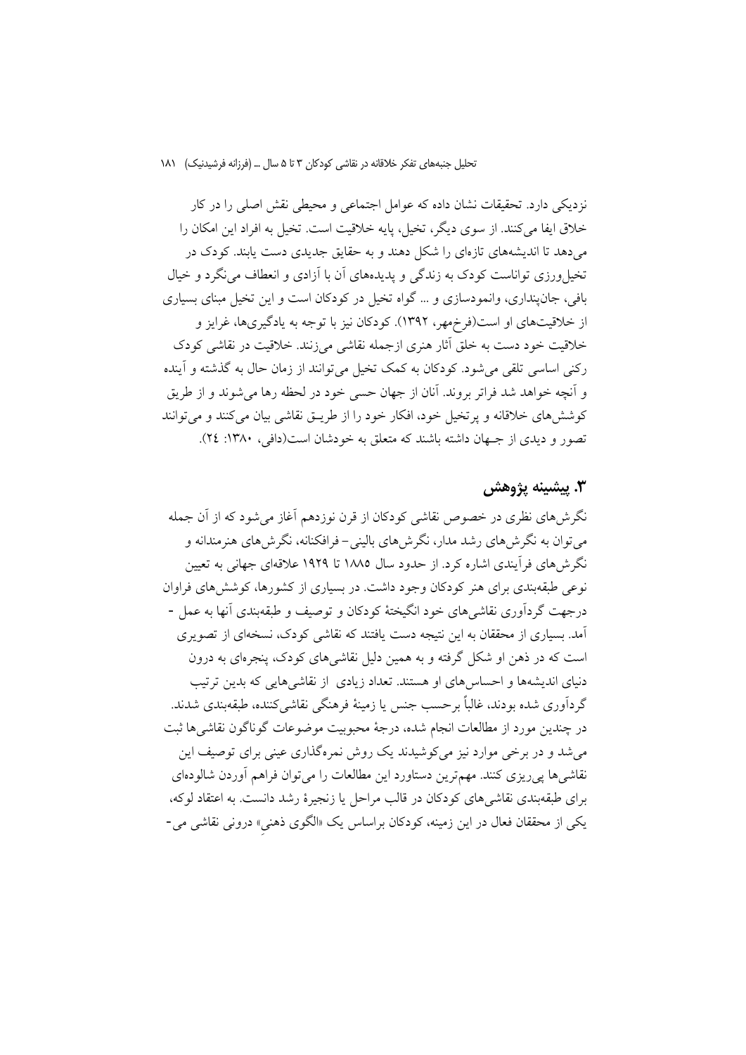نزدیکی دارد. تحقیقات نشان داده که عوامل اجتماعی و محیطی نقش اصلی را در کار خلاق ایفا می‌کنند. از سوی دیگر، تخیل، پایه خلاقیت است. تخیل به افراد این امکان را می‌دهد تا اندیشه‌های تازه‌ای را شکل دهند و به حقایق جدیدی دست یابند. کودک در تخیل‌ورزی تواناست کودک به زندگی و پدیده‌های آن با آزادی و انعطاف می‌نگرد و خیال بافی، جان‌پنداری، وانمودسازی و ... گواه تخیل در کودکان است و این تخیل مبنای بسیاری از خلاقیت‌های او است(فرخ‌مهر، ۱۳۹۲). کودکان نیز با توجه به یادگیری‌ها، غرایز و خلاقیت خود دست به خلق آثار هنری ازجمله نقاشی می‌زنند. خلاقیت در نقاشی کودک رکنی اساسی تلقی می‌شود. کودکان به کمک تخیل می‌توانند از زمان حال به گذشته و آینده و آنچه خواهد شد فراتر بروند. آنان از جهان حسی خود در لحظه رها می‌شوند و از طریق کوشش‌های خلاقانه و پرتخیل خود، افکار خود را از طریـق نقاشی بیان می‌کنند و می‌توانند تصور و دیدی از جـهان داشته باشند که متعلق به خودشان است(دافی، ۱۳۸۰: ۲٤).

## ۳. پیشینه پژوهش

نگرش‌های نظری در خصوص نقاشی کودکان از قرن نوزدهم آغاز می‌شود که از آن جمله می‌توان به نگرش‌های رشد مدار، نگرش‌های بالینی– فرافکنانه، نگرش‌های هنرمندانه و نگرش‌های فرآیندی اشاره کرد. از حدود سال ۱۸۸۵ تا ۱۹۲۹ علاقه‌ای جهانی به تعیین نوعی طبقه‌بندی برای هنر کودکان وجود داشت. در بسیاری از کشورها، کوشش‌های فراوان درجهت گردآوری نقاشی‌های خود انگیختهٔ کودکان و توصیف و طبقه‌بندی آنها به عمل - آمد. بسیاری از محققان به این نتیجه دست یافتند که نقاشی کودک، نسخه‌ای از تصویری است که در ذهن او شکل گرفته و به همین دلیل نقاشی‌های کودک، پنجره‌ای به درون دنیای اندیشه‌ها و احساس‌های او هستند. تعداد زیادی از نقاشی‌هایی که بدین ترتیب گردآوری شده بودند، غالباً برحسب جنس یا زمینهٔ فرهنگی نقاشی‌کننده، طبقه‌بندی شدند. در چندین مورد از مطالعات انجام شده، درجهٔ محبوبیت موضوعات گوناگون نقاشی‌ها ثبت می‌شد و در برخی موارد نیز می‌کوشیدند یک روش نمره‌گذاری عینی برای توصیف این نقاشی‌ها پی‌ریزی کنند. مهم‌ترین دستاورد این مطالعات را می‌توان فراهم آوردن شالوده‌ای برای طبقه‌بندی نقاشی‌های کودکان در قالب مراحل یا زنجیرهٔ رشد دانست. به اعتقاد لوکه، یکی از محققان فعال در این زمینه، کودکان براساس یک «الگوی ذهنیِ» درونی نقاشی می-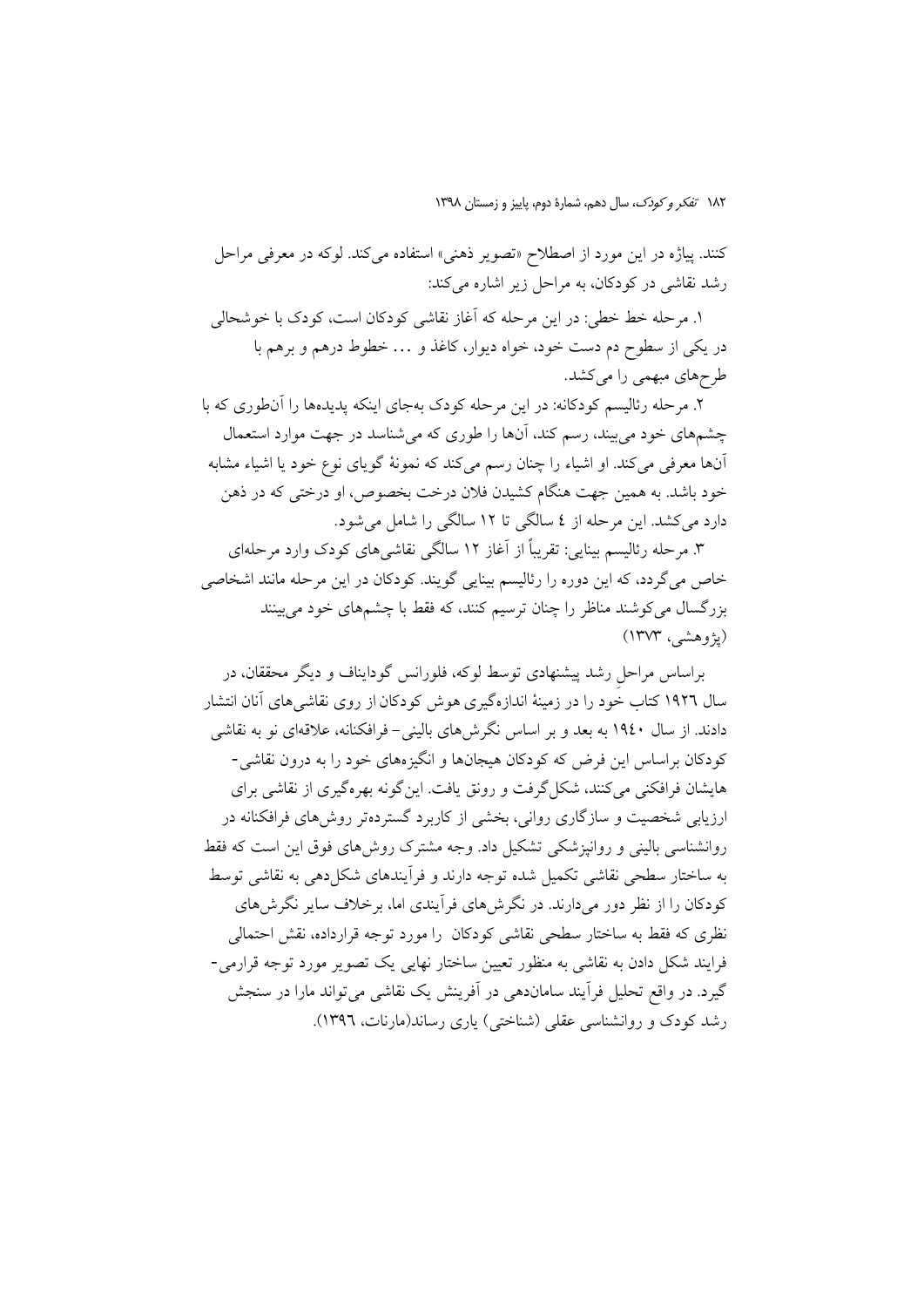کنند. پیاژه در این مورد از اصطلاح «تصویر ذهنی» استفاده می‌کند. لوکه در معرفی مراحل رشد نقاشی در کودکان، به مراحل زیر اشاره می‌کند:

۱. مرحله خط خطی: در این مرحله که آغاز نقاشی کودکان است، کودک با خوشحالی در یکی از سطوح دم دست خود، خواه دیوار، کاغذ و ... خطوط درهم و برهم با طرح‌های مبهمی را می‌کشد.

۲. مرحله رئالیسم کودکانه: در این مرحله کودک به‌جای اینکه پدیده‌ها را آن‌طوری که با چشم‌های خود می‌بیند، رسم کند، آن‌ها را طوری که می‌شناسد در جهت موارد استعمال آن‌ها معرفی می‌کند. او اشیاء را چنان رسم می‌کند که نمونهٔ گویای نوع خود یا اشیاء مشابه خود باشد. به همین جهت هنگام کشیدن فلان درخت بخصوص، او درختی که در ذهن دارد می‌کشد. این مرحله از ٤ سالگی تا ١٢ سالگی را شامل می‌شود.

۳. مرحله رئالیسم بینایی: تقریباً از آغاز ١٢ سالگی نقاشی‌های کودک وارد مرحله‌ای خاص می‌گردد، که این دوره را رئالیسم بینایی گویند. کودکان در این مرحله مانند اشخاصی بزرگسال می‌کوشند مناظر را چنان ترسیم کنند، که فقط با چشم‌های خود می‌بینند (پژوهشی، ١٣٧٣)

براساس مراحلِ رشد پیشنهادی توسط لوکه، فلورانس گودایناف و دیگر محققان، در سال ١٩٢٦ کتاب خود را در زمینهٔ اندازه‌گیری هوش کودکان از روی نقاشی‌های آنان انتشار دادند. از سال ١٩٤٠ به بعد و بر اساس نگرش‌های بالینی- فرافکنانه، علاقه‌ای نو به نقاشی کودکان براساس این فرض که کودکان هیجان‌ها و انگیزه‌های خود را به درون نقاشی- هایشان فرافکنی می‌کنند، شکل‌گرفت و رونق یافت. این‌گونه بهره‌گیری از نقاشی برای ارزیابی شخصیت و سازگاری روانی، بخشی از کاربرد گسترده‌تر روش‌های فرافکنانه در روانشناسی بالینی و روانپزشکی تشکیل داد. وجه مشترک روش‌های فوق این است که فقط به ساختار سطحی نقاشی تکمیل شده توجه دارند و فرآیندهای شکل‌دهی به نقاشی توسط کودکان را از نظر دور می‌دارند. در نگرش‌های فرآیندی اما، برخلاف سایر نگرش‌های نظری که فقط به ساختار سطحی نقاشی کودکان را مورد توجه قرارداده، نقش احتمالی فرایند شکل دادن به نقاشی به منظور تعیین ساختار نهایی یک تصویر مورد توجه قرارمی- گیرد. در واقع تحلیل فرآیند سامان‌دهی در آفرینش یک نقاشی می‌تواند مارا در سنجش رشد کودک و روانشناسی عقلی (شناختی) یاری رساند(مارنات، ١٣٩٦).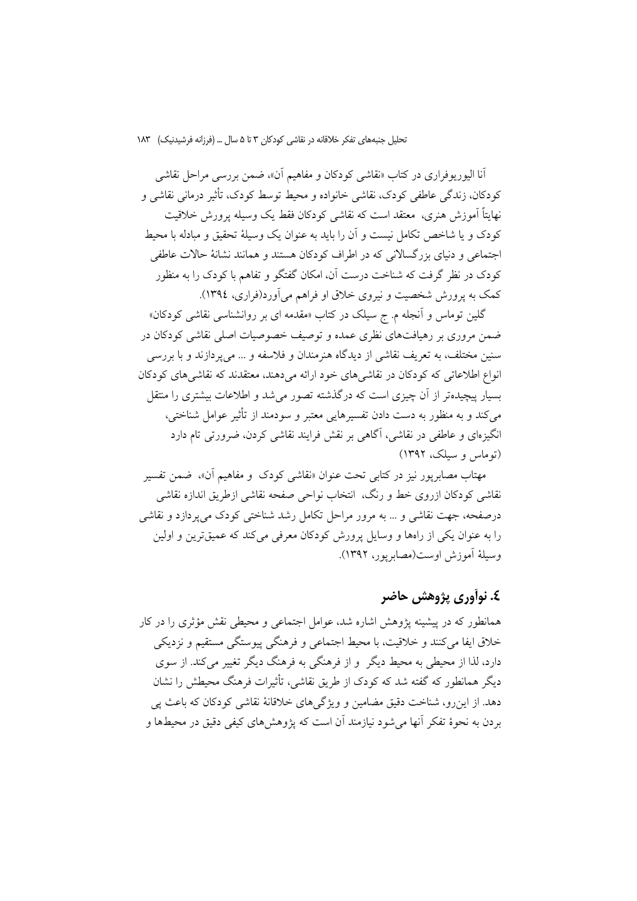آنا الیوریوفراری در کتاب «نقاشی کودکان و مفاهیم آن»، ضمن بررسی مراحل نقاشی کودکان، زندگی عاطفی کودک، نقاشی خانواده و محیط توسط کودک، تأثیر درمانی نقاشی و نهایتاً آموزش هنری، معتقد است که نقاشی کودکان فقط یک وسیله پرورش خلاقیت کودک و یا شاخص تکامل نیست و آن را باید به عنوان یک وسیلهٔ تحقیق و مبادله با محیط اجتماعی و دنیای بزرگسالانی که در اطراف کودکان هستند و همانند نشانهٔ حالات عاطفی کودک در نظر گرفت که شناخت درست آن، امکان گفتگو و تفاهم با کودک را به منظور کمک به پرورش شخصیت و نیروی خلاق او فراهم می‌آورد(فراری، ١٣٩٤).

گلین توماس و آنجله م. ج سیلک در کتاب «مقدمه ای بر روانشناسی نقاشی کودکان» ضمن مروری بر رهیافت‌های نظری عمده و توصیف خصوصیات اصلی نقاشی کودکان در سنین مختلف، به تعریف نقاشی از دیدگاه هنرمندان و فلاسفه و ... می‌پردازند و با بررسی انواع اطلاعاتی که کودکان در نقاشی‌های خود ارائه می‌دهند، معتقدند که نقاشی‌های کودکان بسیار پیچیده‌تر از آن چیزی است که درگذشته تصور می‌شد و اطلاعات بیشتری را منتقل می‌کند و به منظور به دست دادن تفسیرهایی معتبر و سودمند از تأثیر عوامل شناختی، انگیزه‌ای و عاطفی در نقاشی، آگاهی بر نقش فرایند نقاشی کردن، ضرورتی تام دارد (توماس و سیلک، ١٣٩٢)

مهتاب مصابرپور نیز در کتابی تحت عنوان «نقاشی کودک و مفاهیم آن»، ضمن تفسیر نقاشی کودکان ازروی خط و رنگ، انتخاب نواحی صفحه نقاشی ازطریق اندازه نقاشی درصفحه، جهت نقاشی و ... به مرور مراحل تکامل رشد شناختی کودک می‌پردازد و نقاشی را به عنوان یکی از راه‌ها و وسایل پرورش کودکان معرفی می‌کند که عمیق‌ترین و اولین وسیلهٔ آموزش اوست(مصابرپور، ١٣٩٢).

## ٤. نوآوری پژوهش حاضر

همانطور که در پیشینه پژوهش اشاره شد، عوامل اجتماعی و محیطی نقش مؤثری را در کار خلاق ایفا می‌کنند و خلاقیت، با محیط اجتماعی و فرهنگی پیوستگی مستقیم و نزدیکی دارد، لذا از محیطی به محیط دیگر و از فرهنگی به فرهنگ دیگر تغییر می‌کند. از سوی دیگر همانطور که گفته شد که کودک از طریق نقاشی، تأثیرات فرهنگ محیطش را نشان دهد. از این‌رو، شناخت دقیق مضامین و ویژگی‌های خلاقانهٔ نقاشی کودکان که باعث پی بردن به نحوهٔ تفکر آنها می‌شود نیازمند آن است که پژوهش‌های کیفی دقیق در محیط‌ها و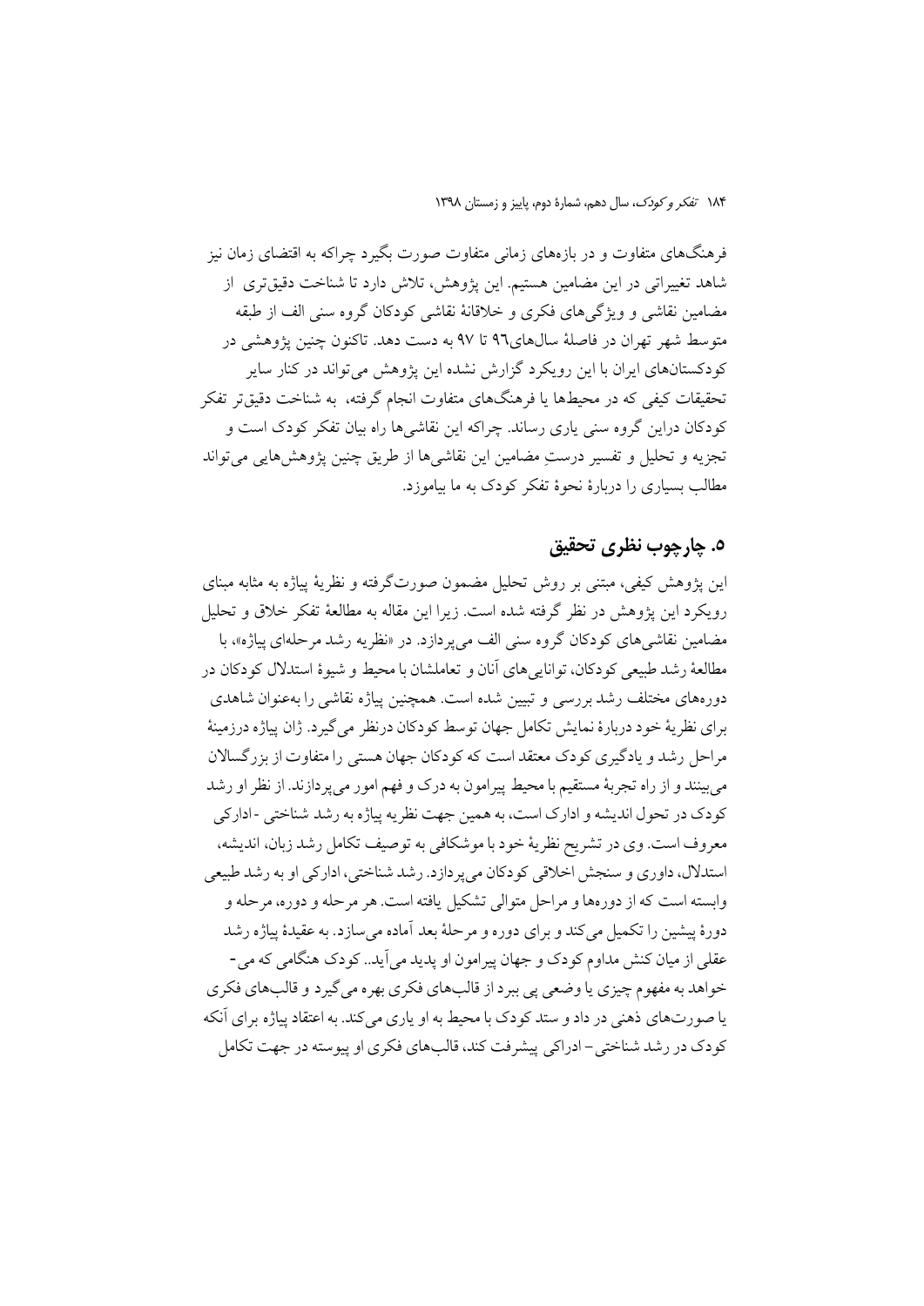فرهنگ‌های متفاوت و در بازه‌های زمانی متفاوت صورت بگیرد چراکه به اقتضای زمان نیز شاهد تغییراتی در این مضامین هستیم. این پژوهش، تلاش دارد تا شناخت دقیق‌تری از مضامین نقاشی و ویژگی‌های فکری و خلاقانهٔ نقاشی کودکان گروه سنی الف از طبقه متوسط شهر تهران در فاصلهٔ سال‌های۹٦ تا ۹۷ به دست دهد. تاکنون چنین پژوهشی در کودکستان‌های ایران با این رویکرد گزارش نشده این پژوهش می‌تواند در کنار سایر تحقیقات کیفی که در محیط‌ها یا فرهنگ‌های متفاوت انجام گرفته، به شناخت دقیق‌تر تفکر کودکان دراین گروه سنی یاری رساند. چراکه این نقاشی‌ها راه بیان تفکر کودک است و تجزیه و تحلیل و تفسیر درستِ مضامین این نقاشی‌ها از طریق چنین پژوهش‌هایی می‌تواند مطالب بسیاری را دربارهٔ نحوهٔ تفکر کودک به ما بیاموزد.

## ۵. چارچوب نظری تحقیق

این پژوهش کیفی، مبتنی بر روش تحلیل مضمون صورت‌گرفته و نظریهٔ پیاژه به مثابه مبنای رویکرد این پژوهش در نظر گرفته شده است. زیرا این مقاله به مطالعهٔ تفکر خلاق و تحلیل مضامین نقاشی‌های کودکان گروه سنی الف می‌پردازد. در «نظریه رشد مرحله‌ای پیاژه»، با مطالعهٔ رشد طبیعی کودکان، توانایی‌های آنان و تعاملشان با محیط و شیوهٔ استدلال کودکان در دوره‌های مختلف رشد بررسی و تبیین شده است. همچنین پیاژه نقاشی را به‌عنوان شاهدی برای نظریهٔ خود دربارهٔ نمایش تکامل جهان توسط کودکان درنظر می‌گیرد. ژان پیاژه درزمینهٔ مراحل رشد و یادگیری کودک معتقد است که کودکان جهان هستی را متفاوت از بزرگسالان می‌بینند و از راه تجربهٔ مستقیم با محیط پیرامون به درک و فهم امور می‌پردازند. از نظر او رشد کودک در تحول اندیشه و ادراک است، به همین جهت نظریه پیاژه به رشد شناختی -ادراکی معروف است. وی در تشریح نظریهٔ خود با موشکافی به توصیف تکامل رشد زبان، اندیشه، استدلال، داوری و سنجش اخلاقی کودکان می‌پردازد. رشد شناختی، ادراکی او به رشد طبیعی وابسته است که از دوره‌ها و مراحل متوالی تشکیل یافته است. هر مرحله و دوره، مرحله و دورهٔ پیشین را تکمیل می‌کند و برای دوره و مرحلهٔ بعد آماده می‌سازد. به عقیدهٔ پیاژه رشد عقلی از میان کنش مداوم کودک و جهان پیرامون او پدید می‌آید.. کودک هنگامی که می‌خواهد به مفهوم چیزی یا وضعی پی ببرد از قالب‌های فکری بهره می‌گیرد و قالب‌های فکری یا صورت‌های ذهنی در داد و ستد کودک با محیط به او یاری می‌کند. به اعتقاد پیاژه برای آنکه کودک در رشد شناختی– ادراکی پیشرفت کند، قالب‌های فکری او پیوسته در جهت تکامل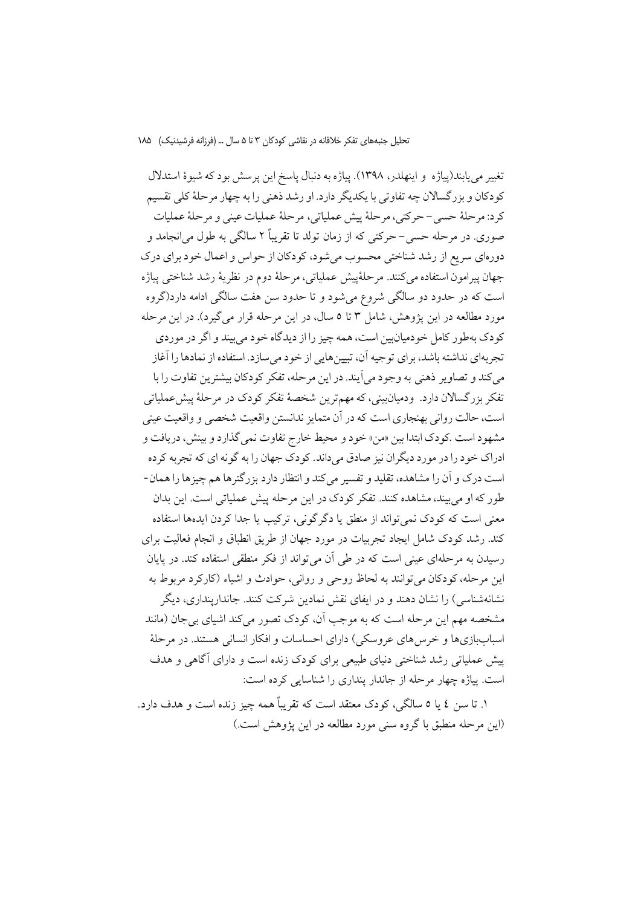تغییر می‌یابند(پیاژه و اینهلدر، ۱۳۹۸). پیاژه به دنبال پاسخ این پرسش بود که شیوهٔ استدلال کودکان و بزرگسالان چه تفاوتی با یکدیگر دارد. او رشد ذهنی را به چهار مرحلهٔ کلی تقسیم کرد: مرحلهٔ حسی- حرکتی، مرحلهٔ پیش عملیاتی، مرحلهٔ عملیات عینی و مرحلهٔ عملیات صوری. در مرحله حسی- حرکتی که از زمان تولد تا تقریباً ۲ سالگی به طول می‌انجامد و دوره‌ای سریع از رشد شناختی محسوب می‌شود، کودکان از حواس و اعمال خود برای درک جهان پیرامون استفاده می‌کنند. مرحلهٔپیش عملیاتی، مرحلهٔ دوم در نظریهٔ رشد شناختی پیاژه است که در حدود دو سالگی شروع می‌شود و تا حدود سن هفت سالگی ادامه دارد(گروه مورد مطالعه در این پژوهش، شامل ۳ تا ۵ سال، در این مرحله قرار می‌گیرد). در این مرحله کودک به‌طور کامل خودمیان‌بین است، همه چیز را از دیدگاه خود می‌بیند و اگر در موردی تجربه‌ای نداشته باشد، برای توجیه آن، تبیین‌هایی از خود می‌سازد. استفاده از نمادها را آغاز می‌کند و تصاویر ذهنی به وجود می‌آیند. در این مرحله، تفکر کودکان بیشترین تفاوت را با تفکر بزرگسالان دارد. ودمیان‌بینی، که مهم‌ترین شخصهٔ تفکر کودک در مرحلهٔ پیش‌عملیاتی است، حالت روانی بهنجاری است که در آن متمایز ندانستن واقعیت شخصی و واقعیت عینی مشهود است .کودک ابتدا بین «من» خود و محیط خارج تفاوت نمی‌گذارد و بینش، دریافت و ادراک خود را در مورد دیگران نیز صادق می‌داند. کودک جهان را به گونه ای که تجربه کرده است درک و آن را مشاهده، تقلید و تفسیر می‌کند و انتظار دارد بزرگترها هم چیزها را همان‌طور که او می‌بیند، مشاهده کنند. تفکر کودک در این مرحله پیش عملیاتی است. این بدان معنی است که کودک نمی‌تواند از منطق یا دگرگونی، ترکیب یا جدا کردن ایده‌ها استفاده کند. رشد کودک شامل ایجاد تجربیات در مورد جهان از طریق انطباق و انجام فعالیت برای رسیدن به مرحله‌ای عینی است که در طی آن می‌تواند از فکر منطقی استفاده کند. در پایان این مرحله، کودکان می‌توانند به لحاظ روحی و روانی، حوادث و اشیاء (کارکرد مربوط به نشانه‌شناسی) را نشان دهند و در ایفای نقش نمادین شرکت کنند. جاندارپنداری، دیگر مشخصه مهم این مرحله است که به موجب آن، کودک تصور می‌کند اشیای بی‌جان (مانند اسباب‌بازی‌ها و خرس‌های عروسکی) دارای احساسات و افکار انسانی هستند. در مرحلهٔ پیش عملیاتی رشد شناختی دنیای طبیعی برای کودک زنده است و دارای آگاهی و هدف است. پیاژه چهار مرحله از جاندار پنداری را شناسایی کرده است:

۱. تا سن ٤ یا ۵ سالگی، کودک معتقد است که تقریباً همه چیز زنده است و هدف دارد. (این مرحله منطبق با گروه سنی مورد مطالعه در این پژوهش است.)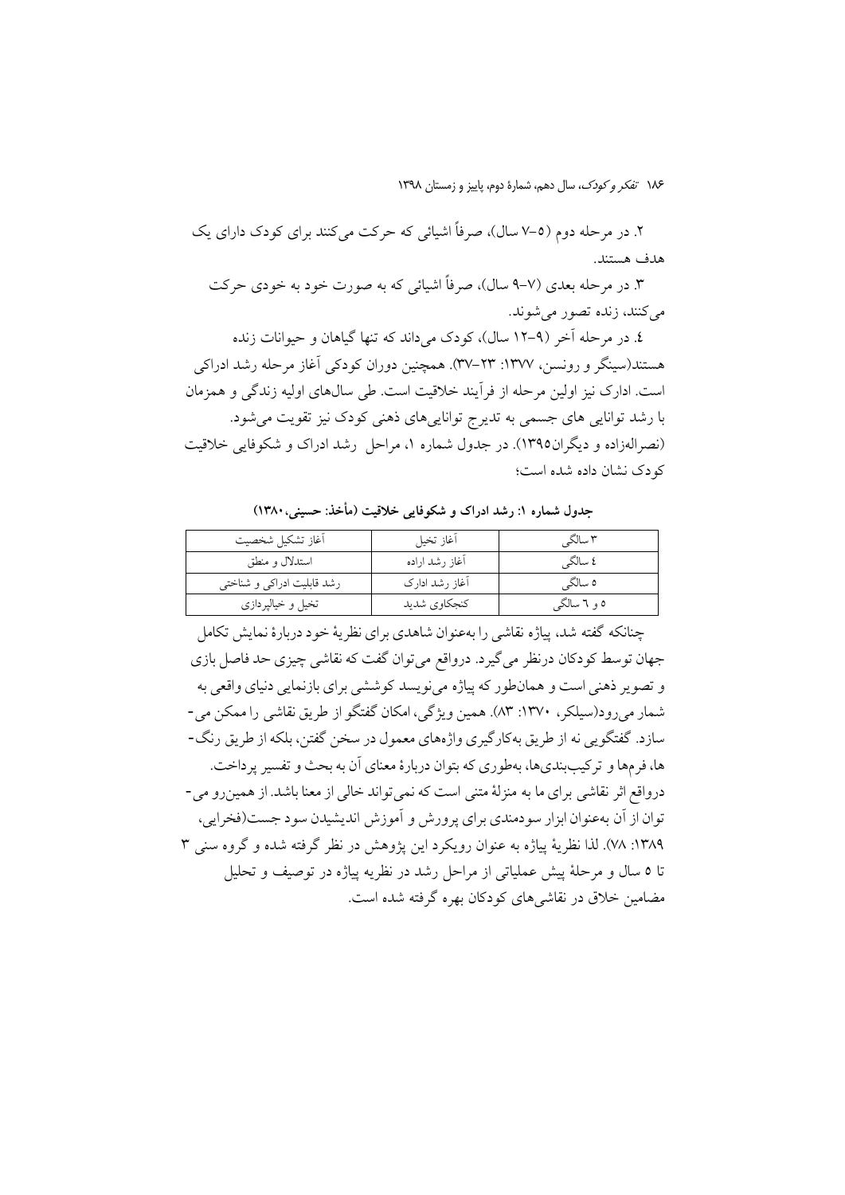۲. در مرحله دوم (۵–۷ سال)، صرفاً اشیائی که حرکت می‌کنند برای کودک دارای یک هدف هستند.

۳. در مرحله بعدی (۷–۹ سال)، صرفاً اشیائی که به صورت خود به خودی حرکت می‌کنند، زنده تصور می‌شوند.

٤. در مرحله آخر (۹–۱۲ سال)، کودک می‌داند که تنها گیاهان و حیوانات زنده هستند(سینگر و رونسن، ۱۳۷۷: ۲۳–۳۷). همچنین دوران کودکی آغاز مرحله رشد ادراکی است. ادارک نیز اولین مرحله از فرآیند خلاقیت است. طی سال‌های اولیه زندگی و همزمان با رشد توانایی های جسمی به تدریج توانایی‌های ذهنی کودک نیز تقویت می‌شود. (نصرالعزاده و دیگران۱۳۹۵). در جدول شماره ۱، مراحل رشد ادراک و شکوفایی خلاقیت کودک نشان داده شده است؛

**جدول شماره ۱: رشد ادراک و شکوفایی خلاقیت (مأخذ: حسینی،۱۳۸۰)**

| ۳ سالگی | آغاز تخیل | آغاز تشکیل شخصیت |
|---|---|---|
| ٤ سالگی | آغاز رشد اراده | استدلال و منطق |
| ۵ سالگی | آغاز رشد ادارک | رشد قابلیت ادراکی و شناختی |
| ۵ و ٦ سالگی | کنجکاوی شدید | تخیل و خیالپردازی |

چنانکه گفته شد، پیاژه نقاشی را به‌عنوان شاهدی برای نظریهٔ خود دربارهٔ نمایش تکامل جهان توسط کودکان درنظر می‌گیرد. درواقع می‌توان گفت که نقاشی چیزی حد فاصل بازی و تصویر ذهنی است و همان‌طور که پیاژه می‌نویسد کوششی برای بازنمایی دنیای واقعی به شمار می‌رود(سیلکر، ۱۳۷۰: ۸۳). همین ویژگی، امکان گفتگو از طریق نقاشی را ممکن می‌سازد. گفتگویی نه از طریق به‌کارگیری واژه‌های معمول در سخن گفتن، بلکه از طریق رنگ‌ها، فرم‌ها و ترکیب‌بندی‌ها، به‌طوری که بتوان دربارهٔ معنای آن به بحث و تفسیر پرداخت. درواقع اثر نقاشی برای ما به منزلهٔ متنی است که نمی‌تواند خالی از معنا باشد. از همین‌رو می‌توان از آن به‌عنوان ابزار سودمندی برای پرورش و آموزش اندیشیدن سود جست(فخرایی، ۱۳۸۹: ۷۸). لذا نظریهٔ پیاژه به عنوان رویکرد این پژوهش در نظر گرفته شده و گروه سنی ۳ تا ۵ سال و مرحلهٔ پیش عملیاتی از مراحل رشد در نظریه پیاژه در توصیف و تحلیل مضامین خلاق در نقاشی‌های کودکان بهره گرفته شده است.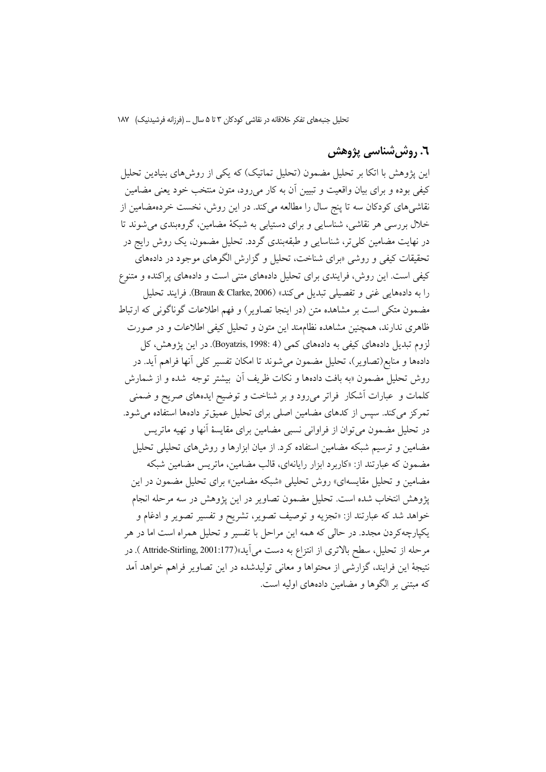## ٦. روش‌شناسی پژوهش

این پژوهش با اتکا بر تحلیل مضمون (تحلیل تماتیک) که یکی از روش‌های بنیادین تحلیل کیفی بوده و برای بیان واقعیت و تبیین آن به کار می‌رود، متون منتخب خود یعنی مضامین نقاشی‌های کودکان سه تا پنج سال را مطالعه می‌کند. در این روش، نخست خرده‌مضامین از خلال بررسی هر نقاشی، شناسایی و برای دستیابی به شبکهٔ مضامین، گروه‌بندی می‌شوند تا در نهایت مضامین کلی‌تر، شناسایی و طبقه‌بندی گردد. تحلیل مضمون، یک روش رایج در تحقیقات کیفی و روشی «برای شناخت، تحلیل و گزارش الگوهای موجود در داده‌های کیفی است. این روش، فرایندی برای تحلیل داده‌های متنی است و داده‌های پراکنده و متنوع را به داده‌هایی غنی و تفصیلی تبدیل می‌کند» (Braun & Clarke, 2006). فرایند تحلیل مضمون متکی است بر مشاهده متن (در اینجا تصاویر) و فهم اطلاعات گوناگونی که ارتباط ظاهری ندارند، همچنین مشاهده نظام‌مند این متون و تحلیل کیفی اطلاعات و در صورت لزوم تبدیل داده‌های کیفی به داده‌های کمی (Boyatzis, 1998: 4). در این پژوهش، کل داده‌ها و منابع(تصاویر)، تحلیل مضمون می‌شوند تا امکان تفسیر کلی آنها فراهم آید. در روش تحلیل مضمون «به بافت داده‌ها و نکات ظریف آن بیشتر توجه شده و از شمارش کلمات و عبارات آشکار فراتر می‌رود و بر شناخت و توضیح ایده‌های صریح و ضمنی تمرکز می‌کند. سپس از کدهای مضامین اصلی برای تحلیل عمیق‌تر داده‌ها استفاده می‌شود. در تحلیل مضمون می‌توان از فراوانی نسبی مضامین برای مقایسهٔ آنها و تهیه ماتریس مضامین و ترسیم شبکه مضامین استفاده کرد. از میان ابزارها و روش‌های تحلیلی تحلیل مضمون که عبارتند از: «کاربرد ابزار رایانه‌ای، قالب مضامین، ماتریس مضامین شبکه مضامین و تحلیل مقایسه‌ای» روش تحلیلی «شبکه مضامین» برای تحلیل مضمون در این پژوهش انتخاب شده است. تحلیل مضمون تصاویر در این پژوهش در سه مرحله انجام خواهد شد که عبارتند از: «تجزیه و توصیف تصویر، تشریح و تفسیر تصویر و ادغام و یکپارچه‌کردن مجدد. در حالی که همه این مراحل با تفسیر و تحلیل همراه است اما در هر مرحله از تحلیل، سطح بالاتری از انتزاع به دست می‌آید»(Attride-Stirling, 2001:177 ). در نتیجهٔ این فرایند، گزارشی از محتواها و معانی تولیدشده در این تصاویر فراهم خواهد آمد که مبتنی بر الگوها و مضامین داده‌های اولیه است.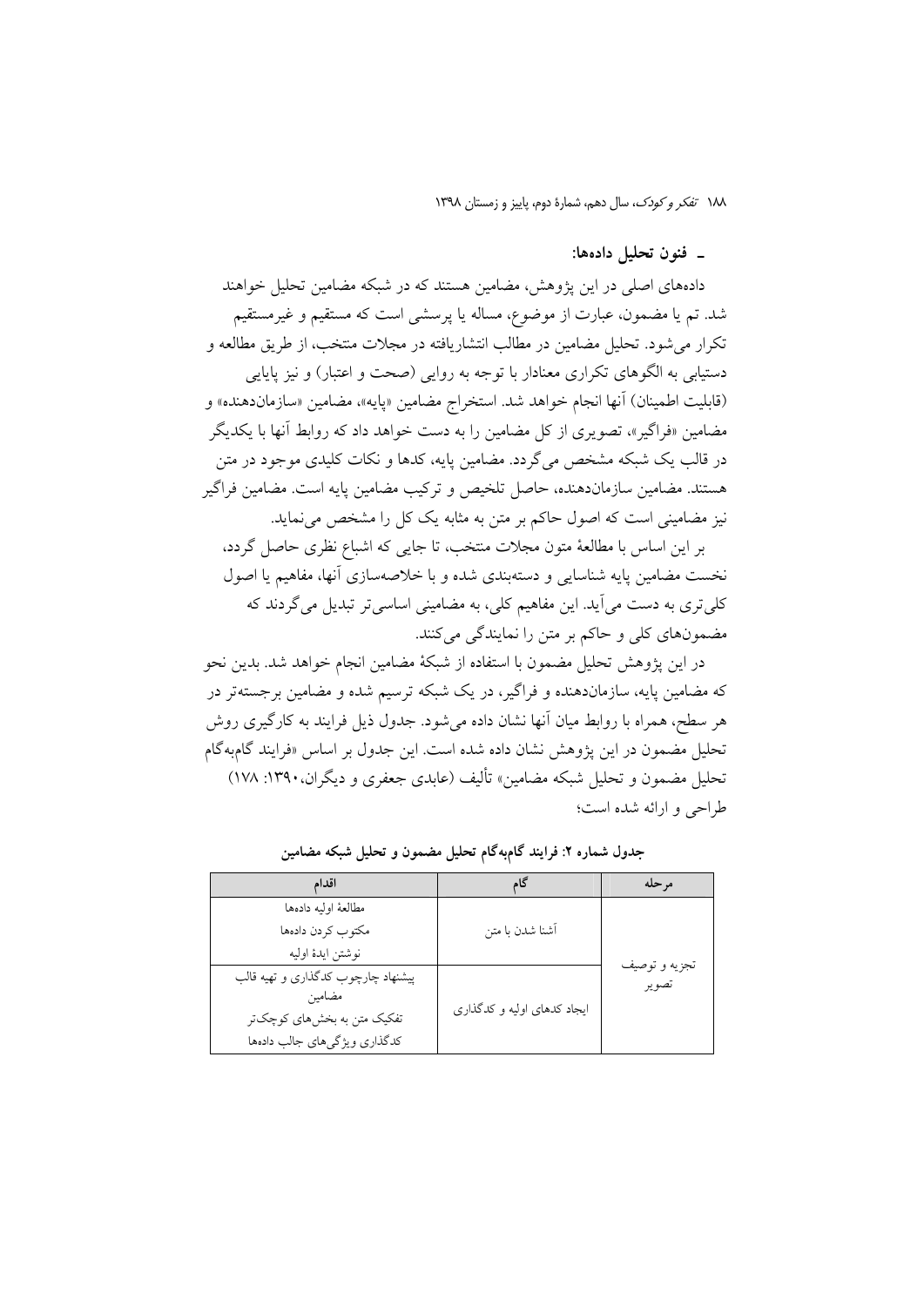## ـ فنون تحلیل داده‌ها:

داده‌های اصلی در این پژوهش، مضامین هستند که در شبکه مضامین تحلیل خواهند شد. تم یا مضمون، عبارت از موضوع، مساله یا پرسشی است که مستقیم و غیرمستقیم تکرار می‌شود. تحلیل مضامین در مطالب انتشاریافته در مجلات منتخب، از طریق مطالعه و دستیابی به الگوهای تکراری معنادار با توجه به روایی (صحت و اعتبار) و نیز پایایی (قابلیت اطمینان) آنها انجام خواهد شد. استخراج مضامین «پایه»، مضامین «سازمان‌دهنده» و مضامین «فراگیر»، تصویری از کل مضامین را به دست خواهد داد که روابط آنها با یکدیگر در قالب یک شبکه مشخص می‌گردد. مضامین پایه، کدها و نکات کلیدی موجود در متن هستند. مضامین سازمان‌دهنده، حاصل تلخیص و ترکیب مضامین پایه است. مضامین فراگیر نیز مضامینی است که اصول حاکم بر متن به مثابه یک کل را مشخص می‌نماید.

بر این اساس با مطالعهٔ متون مجلات منتخب، تا جایی که اشباع نظری حاصل گردد، نخست مضامین پایه شناسایی و دسته‌بندی شده و با خلاصه‌سازی آنها، مفاهیم یا اصول کلی‌تری به دست می‌آید. این مفاهیم کلی، به مضامینی اساسی‌تر تبدیل می‌گردند که مضمون‌های کلی و حاکم بر متن را نمایندگی می‌کنند.

در این پژوهش تحلیل مضمون با استفاده از شبکهٔ مضامین انجام خواهد شد. بدین نحو که مضامین پایه، سازمان‌دهنده و فراگیر، در یک شبکه ترسیم شده و مضامین برجسته‌تر در هر سطح، همراه با روابط میان آنها نشان داده می‌شود. جدول ذیل فرایند به کارگیری روش تحلیل مضمون در این پژوهش نشان داده شده است. این جدول بر اساس «فرایند گام‌به‌گام تحلیل مضمون و تحلیل شبکه مضامین» تألیف (عابدی جعفری و دیگران، ۱۳۹۰: ۱۷۸) طراحی و ارائه شده است؛

**جدول شماره ۲: فرایند گام‌به‌گام تحلیل مضمون و تحلیل شبکه مضامین**

| مرحله | گام | اقدام |
|---|---|---|
| تجزیه و توصیف تصویر | آشنا شدن با متن | مطالعهٔ اولیه داده‌ها<br>مکتوب کردن داده‌ها<br>نوشتن ایدهٔ اولیه |
| | ایجاد کدهای اولیه و کدگذاری | پیشنهاد چارچوب کدگذاری و تهیه قالب مضامین<br>تفکیک متن به بخش‌های کوچک‌تر<br>کدگذاری ویژگی‌های جالب داده‌ها |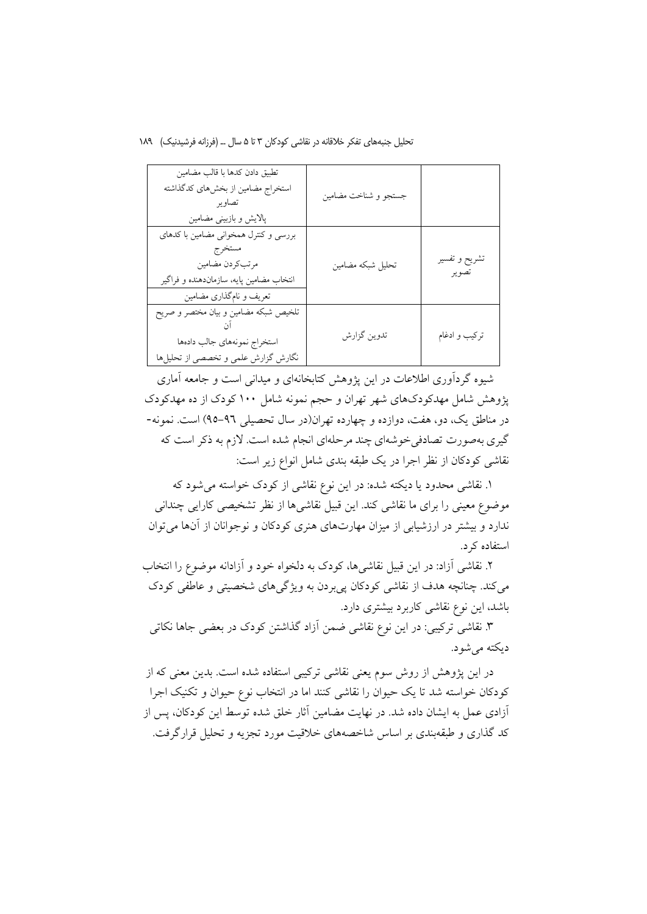| | | |
|---|---|---|
| | جستجو و شناخت مضامین | تطبیق دادن کدها با قالب مضامین<br>استخراج مضامین از بخش‌های کدگذاشته تصاویر<br>پالایش و بازبینی مضامین |
| تشریح و تفسیر تصویر | تحلیل شبکه مضامین | بررسی و کنترل همخوانی مضامین با کدهای مستخرج<br>مرتب‌کردن مضامین<br>انتخاب مضامین پایه، سازمان‌دهنده و فراگیر<br>تعریف و نام‌گذاری مضامین |
| ترکیب و ادغام | تدوین گزارش | تلخیص شبکه مضامین و بیان مختصر و صریح آن<br>استخراج نمونه‌های جالب داده‌ها<br>نگارش گزارش علمی و تخصصی از تحلیل‌ها |

شیوه گردآوری اطلاعات در این پژوهش کتابخانه‌ای و میدانی است و جامعه آماری پژوهش شامل مهدکودک‌های شهر تهران و حجم نمونه شامل ۱۰۰ کودک از ده مهدکودک در مناطق یک، دو، هفت، دوازده و چهارده تهران(در سال تحصیلی ۹۶–۹۵) است. نمونه‌گیری به‌صورت تصادفی‌خوشه‌ای چند مرحله‌ای انجام شده است. لازم به ذکر است که نقاشی کودکان از نظر اجرا در یک طبقه بندی شامل انواع زیر است:

۱. نقاشی محدود یا دیکته شده: در این نوع نقاشی از کودک خواسته می‌شود که موضوع معینی را برای ما نقاشی کند. این قبیل نقاشی‌ها از نظر تشخیصی کارایی چندانی ندارد و بیشتر در ارزشیابی از میزان مهارت‌های هنری کودکان و نوجوانان از آن‌ها می‌توان استفاده کرد.

۲. نقاشی آزاد: در این قبیل نقاشی‌ها، کودک به دلخواه خود و آزادانه موضوع را انتخاب می‌کند. چنانچه هدف از نقاشی کودکان پی‌بردن به ویژگی‌های شخصیتی و عاطفی کودک باشد، این نوع نقاشی کاربرد بیشتری دارد.

۳. نقاشی ترکیبی: در این نوع نقاشی ضمن آزاد گذاشتن کودک در بعضی جاها نکاتی دیکته می‌شود.

در این پژوهش از روش سوم یعنی نقاشی ترکیبی استفاده شده است. بدین معنی که از کودکان خواسته شد تا یک حیوان را نقاشی کنند اما در انتخاب نوع حیوان و تکنیک اجرا آزادی عمل به ایشان داده شد. در نهایت مضامین آثار خلق شده توسط این کودکان، پس از کد گذاری و طبقه‌بندی بر اساس شاخصه‌های خلاقیت مورد تجزیه و تحلیل قرارگرفت.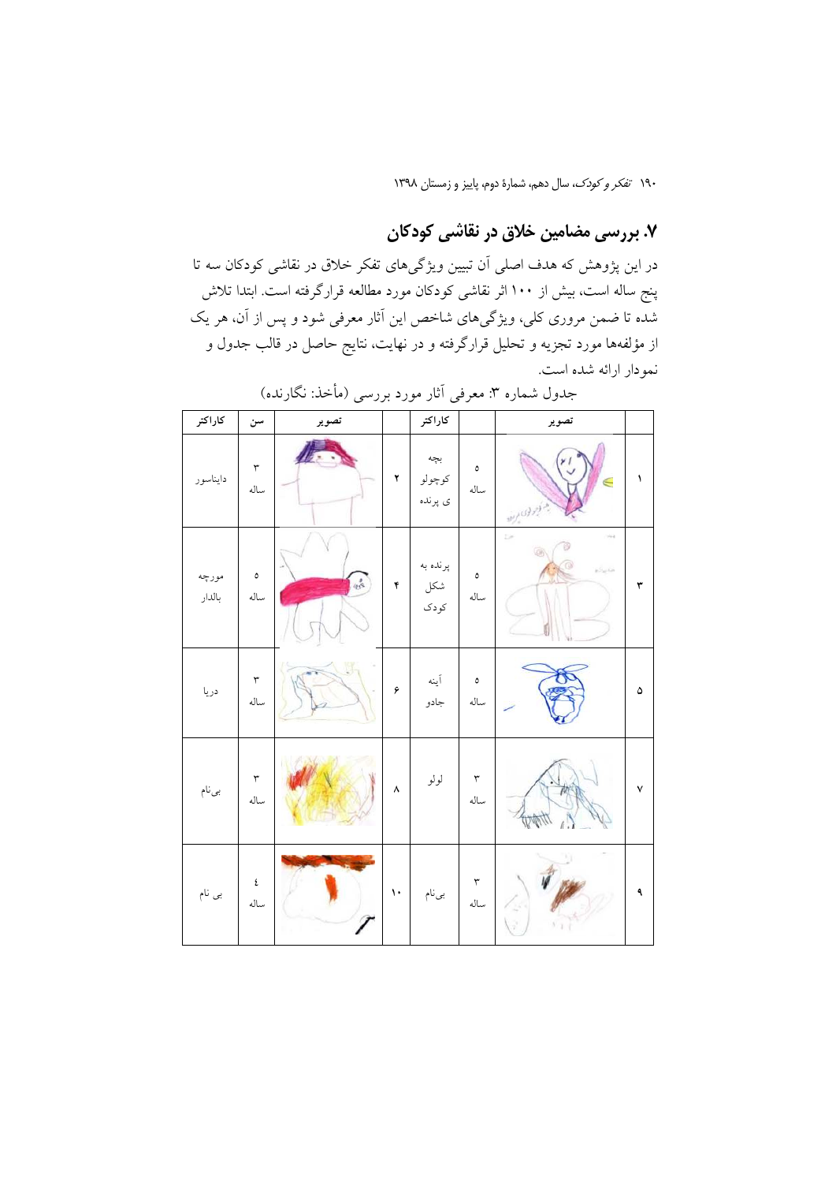## ۷. بررسی مضامین خلاق در نقاشی کودکان

در این پژوهش که هدف اصلی آن تبیین ویژگی‌های تفکر خلاق در نقاشی کودکان سه تا پنج ساله است، بیش از ۱۰۰ اثر نقاشی کودکان مورد مطالعه قرارگرفته است. ابتدا تلاش شده تا ضمن مروری کلی، ویژگی‌های شاخص این آثار معرفی شود و پس از آن، هر یک از مؤلفه‌ها مورد تجزیه و تحلیل قرارگرفته و در نهایت، نتایج حاصل در قالب جدول و نمودار ارائه شده است.

جدول شماره ۳: معرفی آثار مورد بررسی (مأخذ: نگارنده)

| | تصویر | | کاراکتر | | تصویر | سن | کاراکتر |
|---|---|---|---|---|---|---|---|
| ۱ | | ۵ ساله | بچه کوچولوی پرنده | ۲ | | ۳ ساله | دایناسور |
| ۳ | | ۵ ساله | پرنده به شکل کودک | ۴ | | ۵ ساله | مورچه بالدار |
| ۵ | | ۵ ساله | آینه جادو | ۶ | | ۳ ساله | دریا |
| ۷ | | ۳ ساله | لولو | ۸ | | ۳ ساله | بی‌نام |
| ۹ | | ۳ ساله | بی‌نام | ۱۰ | | ٤ ساله | بی نام |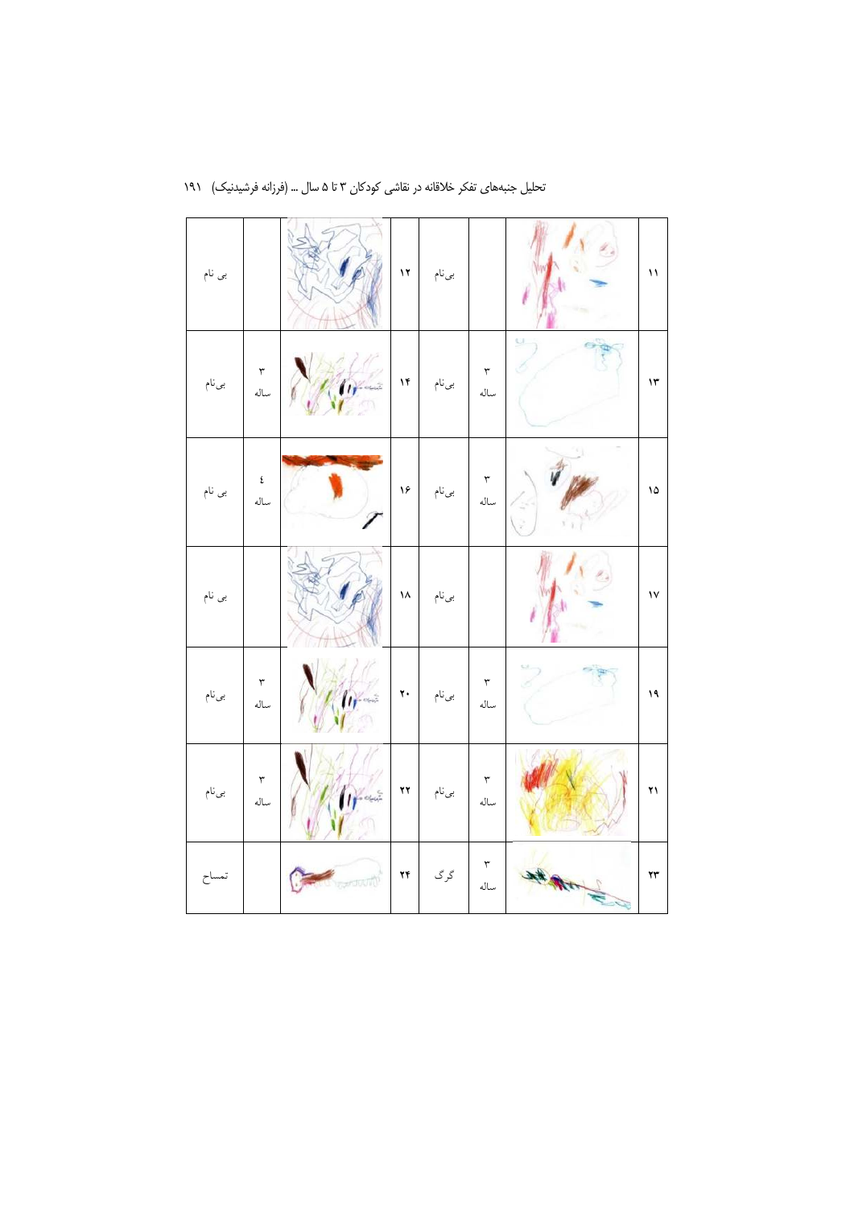| ۱۱ | | | بی‌نام | ۱۲ | | | بی نام |
|---|---|---|---|---|---|---|---|
| ۱۳ | | ۳ ساله | بی‌نام | ۱۴ | | ۳ ساله | بی‌نام |
| ۱۵ | | ۳ ساله | بی‌نام | ۱۶ | | ٤ ساله | بی نام |
| ۱۷ | | | بی‌نام | ۱۸ | | | بی نام |
| ۱۹ | | ۳ ساله | بی‌نام | ۲۰ | | ۳ ساله | بی‌نام |
| ۲۱ | | ۳ ساله | بی‌نام | ۲۲ | | ۳ ساله | بی‌نام |
| ۲۳ | | ۳ ساله | گرگ | ۲۴ | | | تمساح |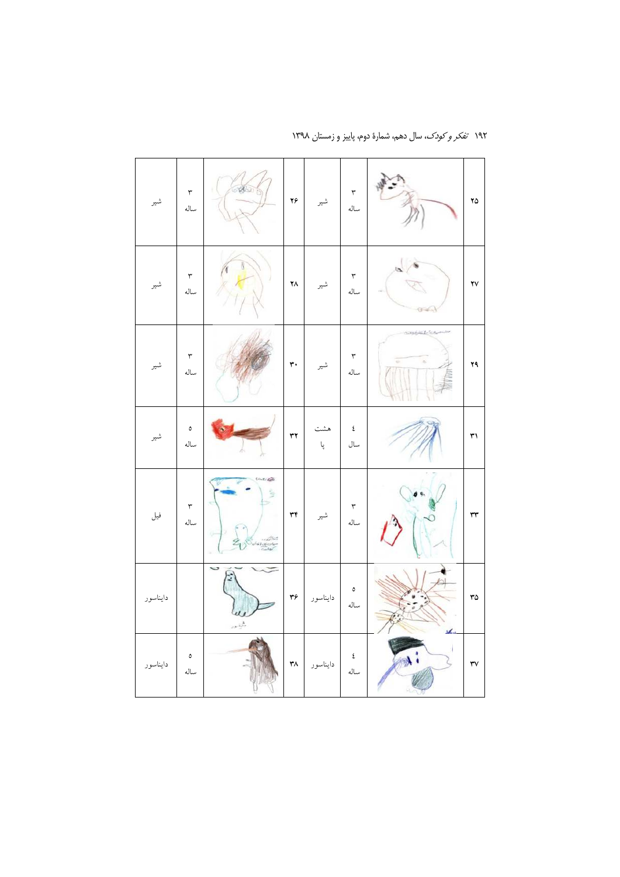| ۲۵ | | ۳ ساله | شیر | ۲۶ | | ۳ ساله | شیر |
|---|---|---|---|---|---|---|---|
| ۲۷ | | ۳ ساله | شیر | ۲۸ | | ۳ ساله | شیر |
| ۲۹ | | ۳ ساله | شیر | ۳۰ | | ۳ ساله | شیر |
| ۳۱ | | ٤ سال | هشت پا | ۳۲ | | ٥ ساله | شیر |
| ۳۳ | | ۳ ساله | شیر | ۳۴ | | ۳ ساله | فیل |
| ۳۵ | | ٥ ساله | دایناسور | ۳۶ | | | دایناسور |
| ۳۷ | | ٤ ساله | دایناسور | ۳۸ | | ٥ ساله | دایناسور |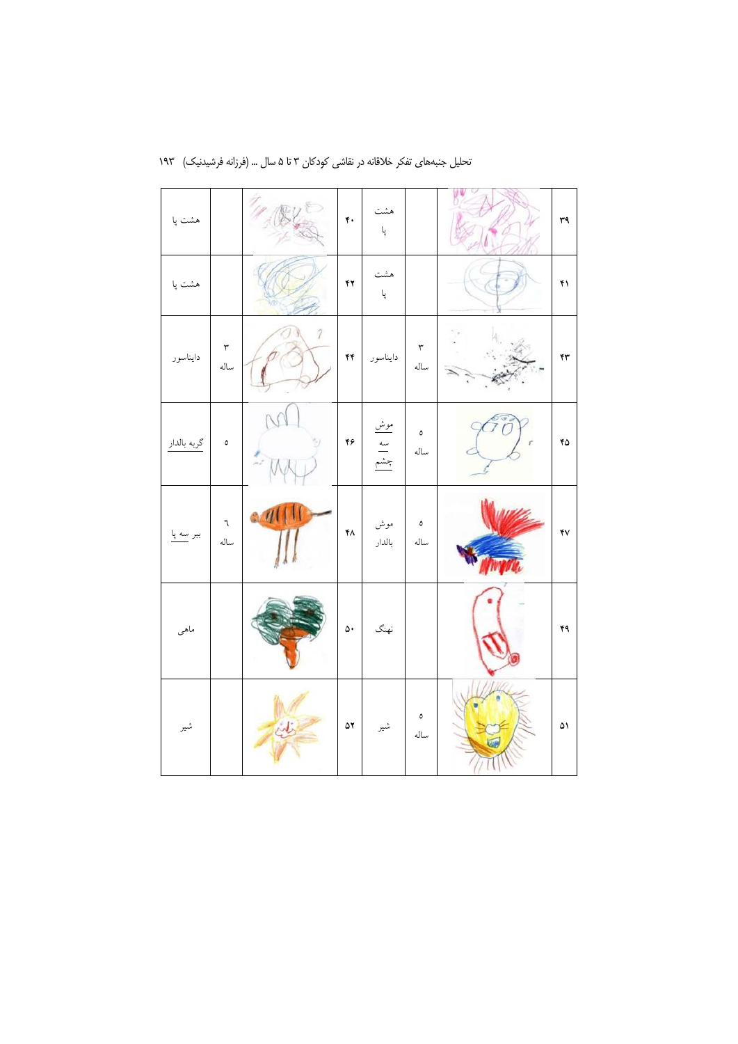| ۳۹ | | | هشت پا | ۴۰ | | | هشت پا |
|---|---|---|---|---|---|---|---|
| ۴۱ | | | هشت پا | ۴۲ | | | هشت پا |
| ۴۳ | | ۳ ساله | دایناسور | ۴۴ | | ۳ ساله | دایناسور |
| ۴۵ | | ۵ ساله | موش سه چشم | ۴۶ | | ۵ | گربه بالدار |
| ۴۷ | | ۵ ساله | موش بالدار | ۴۸ | | ٦ ساله | ببر سه پا |
| ۴۹ | | | نهنگ | ۵۰ | | | ماهی |
| ۵۱ | | ۵ ساله | شیر | ۵۲ | | | شیر |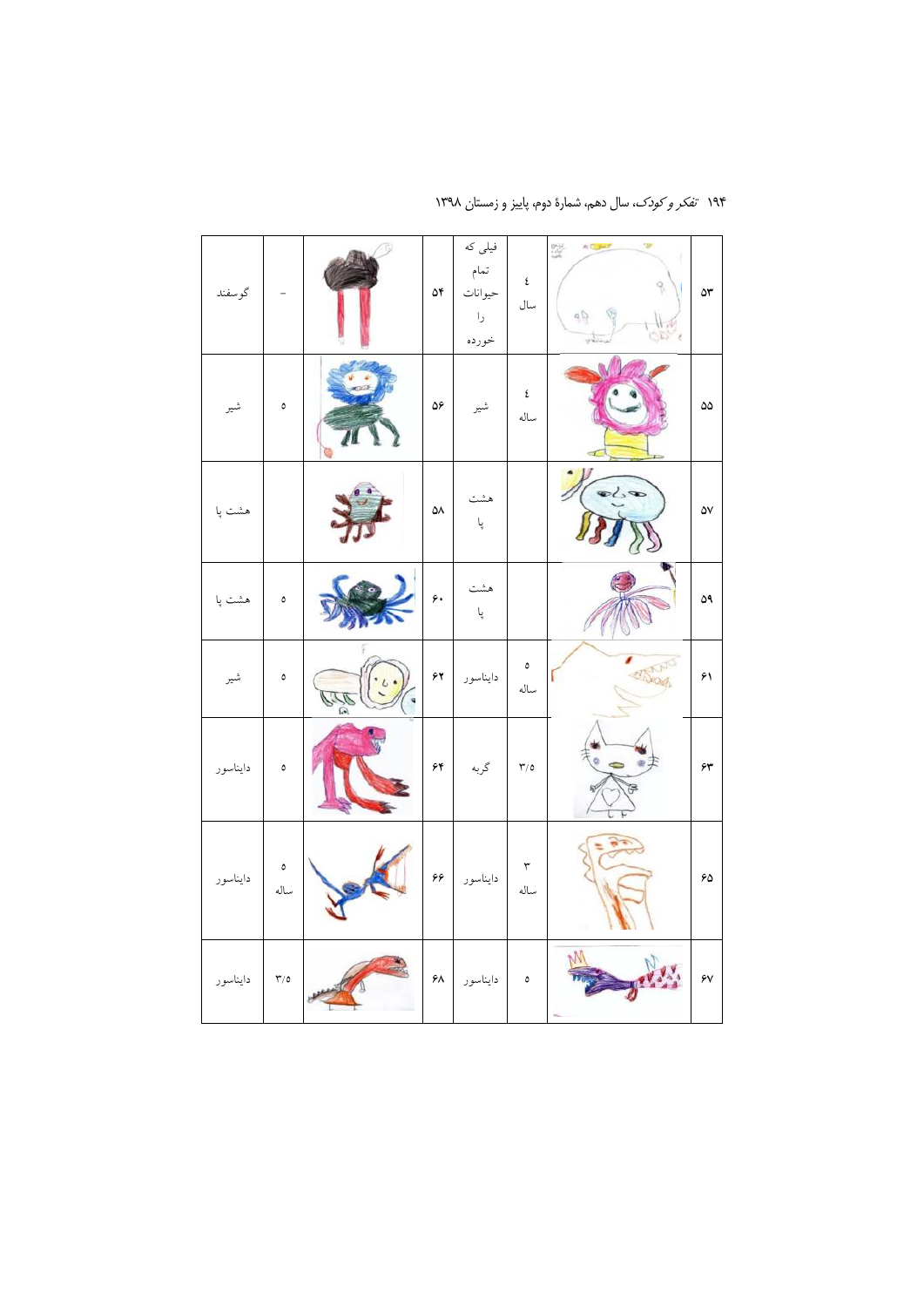| ۵۳ | | ٤ سال | فیلی که تمام حیوانات را خورده | ۵۴ | | – | گوسفند |
|---|---|---|---|---|---|---|---|
| ۵۵ | | ٤ ساله | شیر | ۵۶ | | ۵ | شیر |
| ۵۷ | | | هشت پا | ۵۸ | | | هشت پا |
| ۵۹ | | | هشت پا | ۶۰ | | ۵ | هشت پا |
| ۶۱ | | ۵ ساله | دایناسور | ۶۲ | | ۵ | شیر |
| ۶۳ | | ۳/۵ | گربه | ۶۴ | | ۵ | دایناسور |
| ۶۵ | | ۳ ساله | دایناسور | ۶۶ | | ۵ ساله | دایناسور |
| ۶۷ | | ۵ | دایناسور | ۶۸ | | ۳/۵ | دایناسور |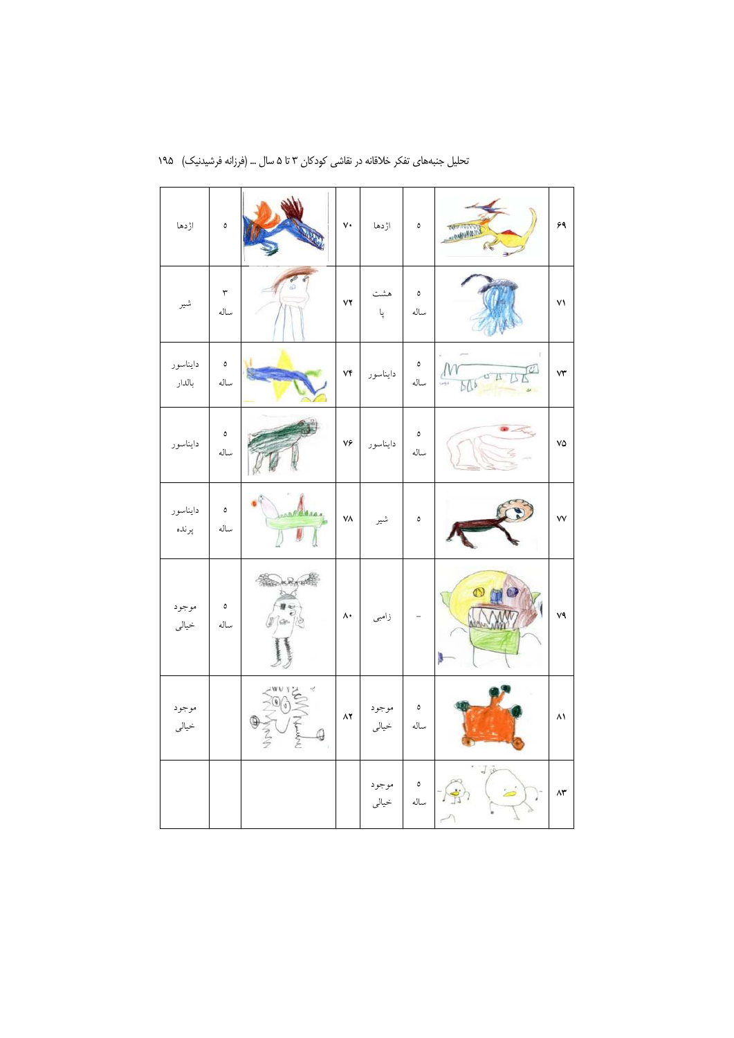| ۶۹ | | ۵ | اژدها | ۷۰ | | ۵ | اژدها |
|---|---|---|---|---|---|---|---|
| ۷۱ | | ۵ ساله | هشت پا | ۷۲ | | ۳ ساله | شیر |
| ۷۳ | | ۵ ساله | دایناسور | ۷۴ | | ۵ ساله | دایناسور بالدار |
| ۷۵ | | ۵ ساله | دایناسور | ۷۶ | | ۵ ساله | دایناسور |
| ۷۷ | | ۵ | شیر | ۷۸ | | ۵ ساله | دایناسور پرنده |
| ۷۹ | | - | زامبی | ۸۰ | | ۵ ساله | موجود خیالی |
| ۸۱ | | ۵ ساله | موجود خیالی | ۸۲ | | | موجود خیالی |
| ۸۳ | | ۵ ساله | موجود خیالی | | | | |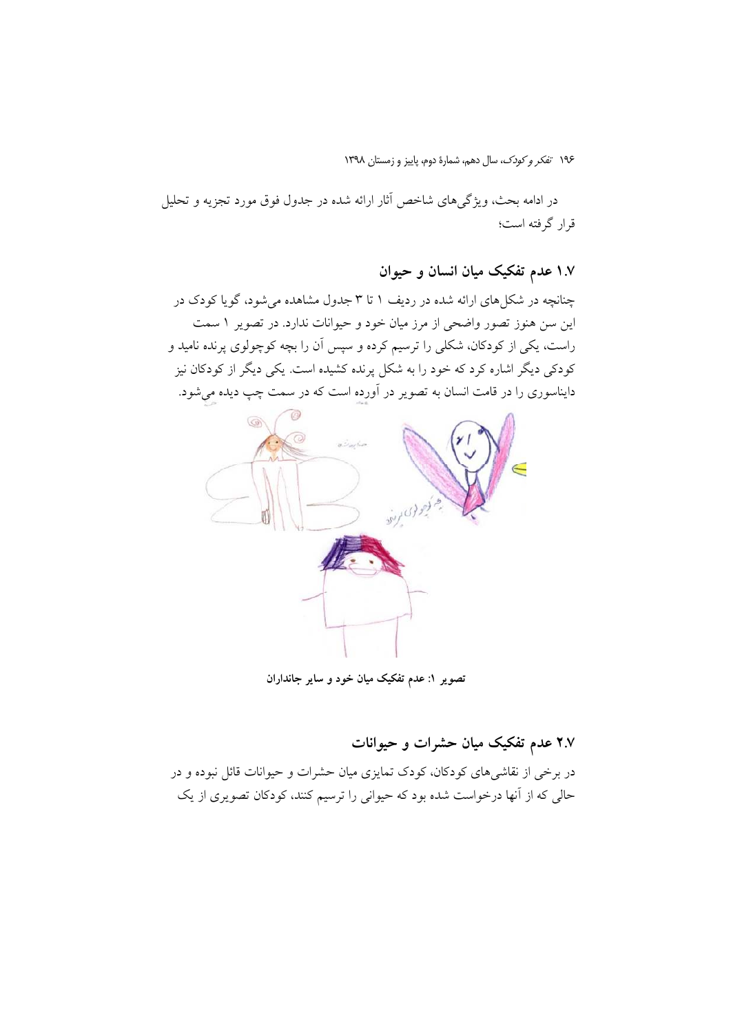در ادامه بحث، ویژگی‌های شاخص آثار ارائه شده در جدول فوق مورد تجزیه و تحلیل قرار گرفته است؛

## ۱.۷ عدم تفکیک میان انسان و حیوان

چنانچه در شکل‌های ارائه شده در ردیف ۱ تا ۳ جدول مشاهده می‌شود، گویا کودک در این سن هنوز تصور واضحی از مرز میان خود و حیوانات ندارد. در تصویر ۱ سمت راست، یکی از کودکان، شکلی را ترسیم کرده و سپس آن را بچه کوچولوی پرنده نامید و کودکی دیگر اشاره کرد که خود را به شکل پرنده کشیده است. یکی دیگر از کودکان نیز دایناسوری را در قامت انسان به تصویر در آورده است که در سمت چپ دیده می‌شود.

**تصویر ۱: عدم تفکیک میان خود و سایر جانداران**

## ۲.۷ عدم تفکیک میان حشرات و حیوانات

در برخی از نقاشی‌های کودکان، کودک تمایزی میان حشرات و حیوانات قائل نبوده و در حالی که از آنها درخواست شده بود که حیوانی را ترسیم کنند، کودکان تصویری از یک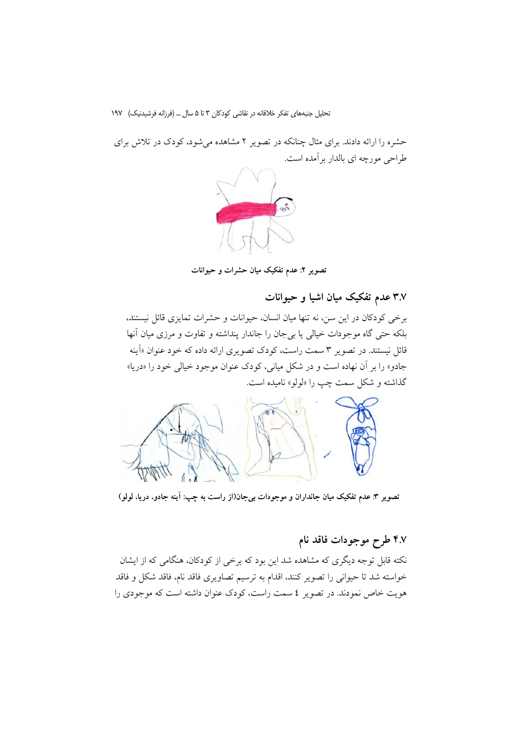حشره را ارائه دادند. برای مثال چنانکه در تصویر ۲ مشاهده می‌شود، کودک در تلاش برای طراحی مورچه ای بالدار برآمده است.

**تصویر ۲: عدم تفکیک میان حشرات و حیوانات**

## ۳.۷ عدم تفکیک میان اشیا و حیوانات

برخی کودکان در این سن، نه تنها میان انسان، حیوانات و حشرات تمایزی قائل نیستند، بلکه حتی گاه موجودات خیالی یا بی‌جان را جاندار پنداشته و تفاوت و مرزی میان آنها قائل نیستند. در تصویر ۳ سمت راست، کودک تصویری ارائه داده که خود عنوان «آینه جادو» را بر آن نهاده است و در شکل میانی، کودک عنوان موجود خیالی خود را «دریا» گذاشته و شکل سمت چپ را «لولو» نامیده است.

**تصویر ۳: عدم تفکیک میان جانداران و موجودات بی‌جان(از راست به چپ: آینه جادو، دریا، لولو)**

## ۴.۷ طرح موجودات فاقد نام

نکته قابل توجه دیگری که مشاهده شد این بود که برخی از کودکان، هنگامی که از ایشان خواسته شد تا حیوانی را تصویر کنند، اقدام به ترسیم تصاویری فاقد نام، فاقد شکل و فاقد هویت خاص نمودند. در تصویر ٤ سمت راست، کودک عنوان داشته است که موجودی را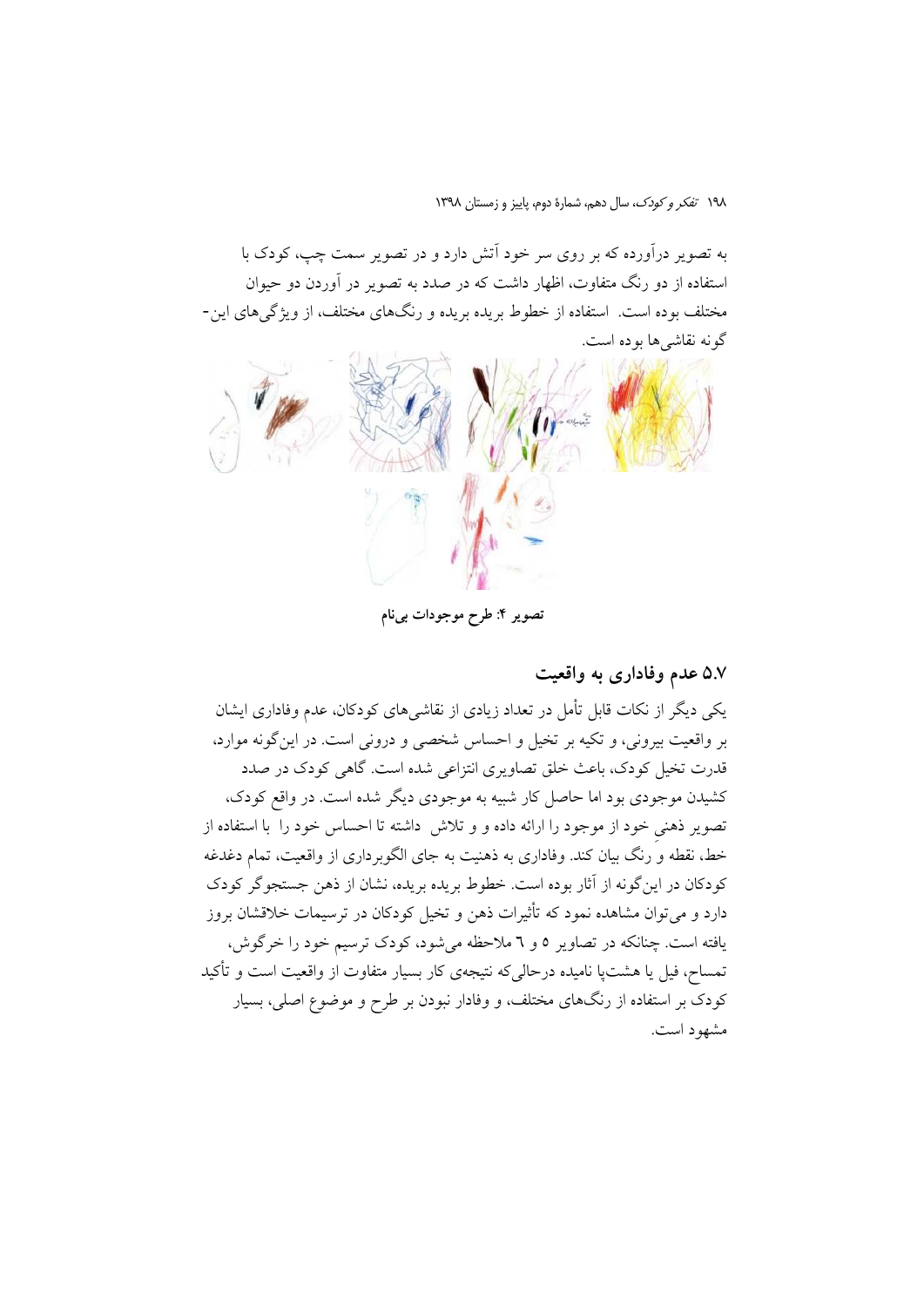به تصویر درآورده که بر روی سر خود آتش دارد و در تصویر سمت چپ، کودک با استفاده از دو رنگ متفاوت، اظهار داشت که در صدد به تصویر در آوردن دو حیوان مختلف بوده است. استفاده از خطوط بریده بریده و رنگ‌های مختلف، از ویژگی‌های این‌گونه نقاشی‌ها بوده است.

**تصویر ۴: طرح موجودات بی‌نام**

## ۵.۷ عدم وفاداری به واقعیت

یکی دیگر از نکات قابل تأمل در تعداد زیادی از نقاشی‌های کودکان، عدم وفاداری ایشان بر واقعیت بیرونی، و تکیه بر تخیل و احساس شخصی و درونی است. در این‌گونه موارد، قدرت تخیل کودک، باعث خلق تصاویری انتزاعی شده است. گاهی کودک در صدد کشیدن موجودی بود اما حاصل کار شبیه به موجودی دیگر شده است. در واقع کودک، تصویر ذهنی خود از موجود را ارائه داده و و تلاش داشته تا احساس خود را با استفاده از خط، نقطه و رنگ بیان کند. وفاداری به ذهنیت به جای الگوبرداری از واقعیت، تمام دغدغه کودکان در این‌گونه از آثار بوده است. خطوط بریده بریده، نشان از ذهن جستجوگر کودک دارد و می‌توان مشاهده نمود که تأثیرات ذهن و تخیل کودکان در ترسیمات خلاقشان بروز یافته است. چنانکه در تصاویر ۵ و ٦ ملاحظه می‌شود، کودک ترسیم خود را خرگوش، تمساح، فیل یا هشت‌پا نامیده درحالی‌که نتیجه‌ی کار بسیار متفاوت از واقعیت است و تأکید کودک بر استفاده از رنگ‌های مختلف، و وفادار نبودن بر طرح و موضوع اصلی، بسیار مشهود است.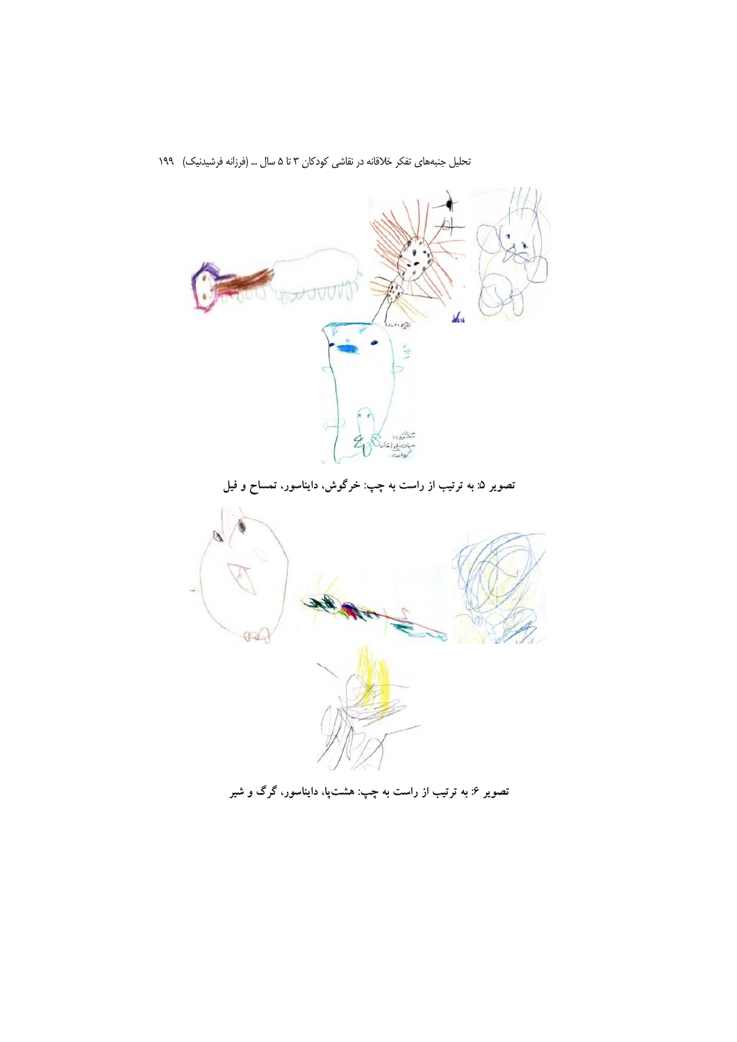تصویر ۵: به ترتیب از راست به چپ: خرگوش، دایناسور، تمساح و فیل

تصویر ۶: به ترتیب از راست به چپ: هشت‌پا، دایناسور، گرگ و شیر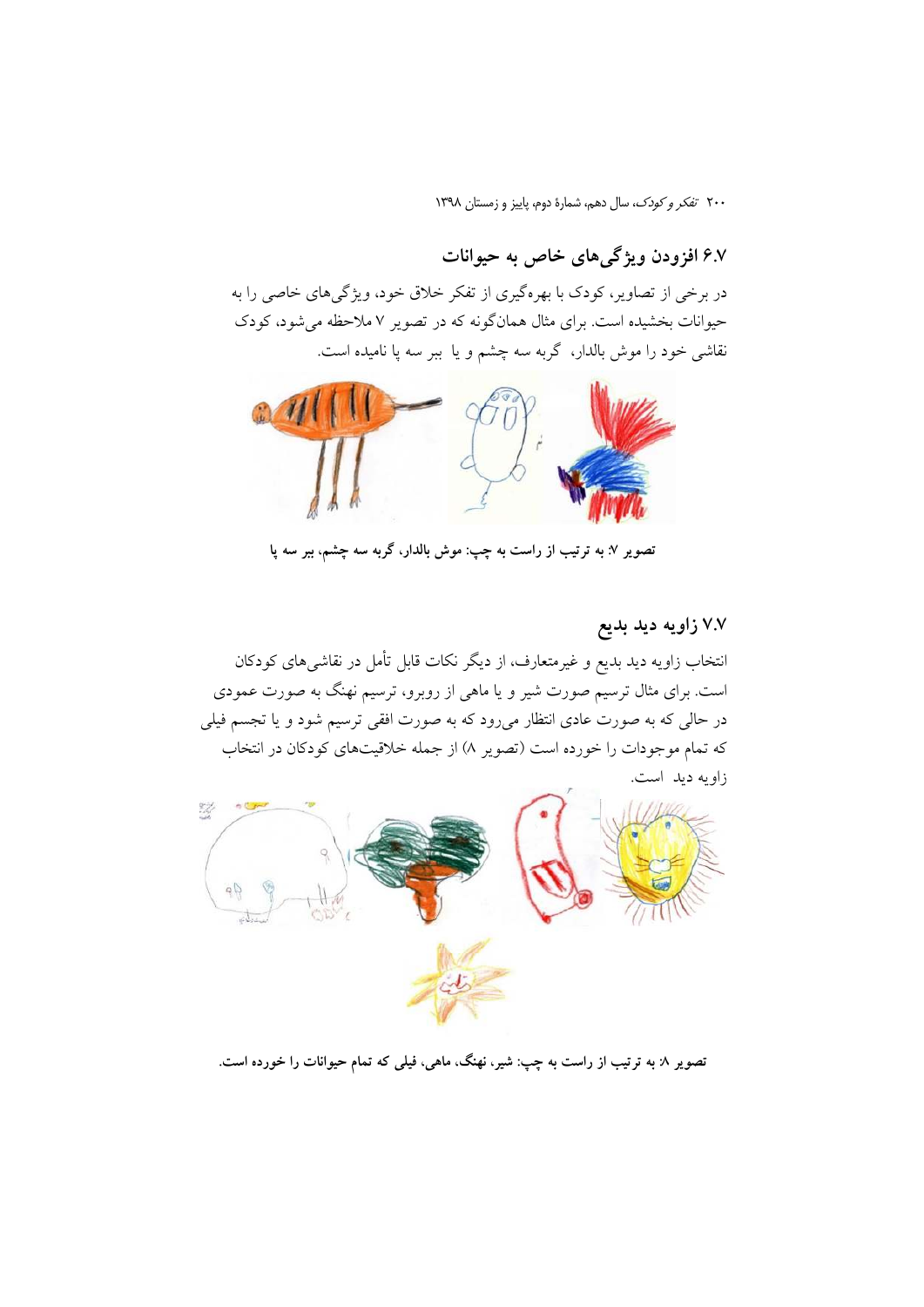## ۶.۷ افزودن ویژگی‌های خاص به حیوانات

در برخی از تصاویر، کودک با بهره‌گیری از تفکر خلاق خود، ویژگی‌های خاصی را به حیوانات بخشیده است. برای مثال همان‌گونه که در تصویر ۷ ملاحظه می‌شود، کودک نقاشی خود را موش بالدار، گربه سه چشم و یا ببر سه پا نامیده است.

**تصویر ۷: به ترتیب از راست به چپ: موش بالدار، گربه سه چشم، ببر سه پا**

## ۷.۷ زاویه دید بدیع

انتخاب زاویه دید بدیع و غیرمتعارف، از دیگر نکات قابل تأمل در نقاشی‌های کودکان است. برای مثال ترسیم صورت شیر و یا ماهی از روبرو، ترسیم نهنگ به صورت عمودی در حالی که به صورت عادی انتظار می‌رود که به صورت افقی ترسیم شود و یا تجسم فیلی که تمام موجودات را خورده است (تصویر ۸) از جمله خلاقیت‌های کودکان در انتخاب زاویه دید است.

**تصویر ۸: به ترتیب از راست به چپ: شیر، نهنگ، ماهی، فیلی که تمام حیوانات را خورده است.**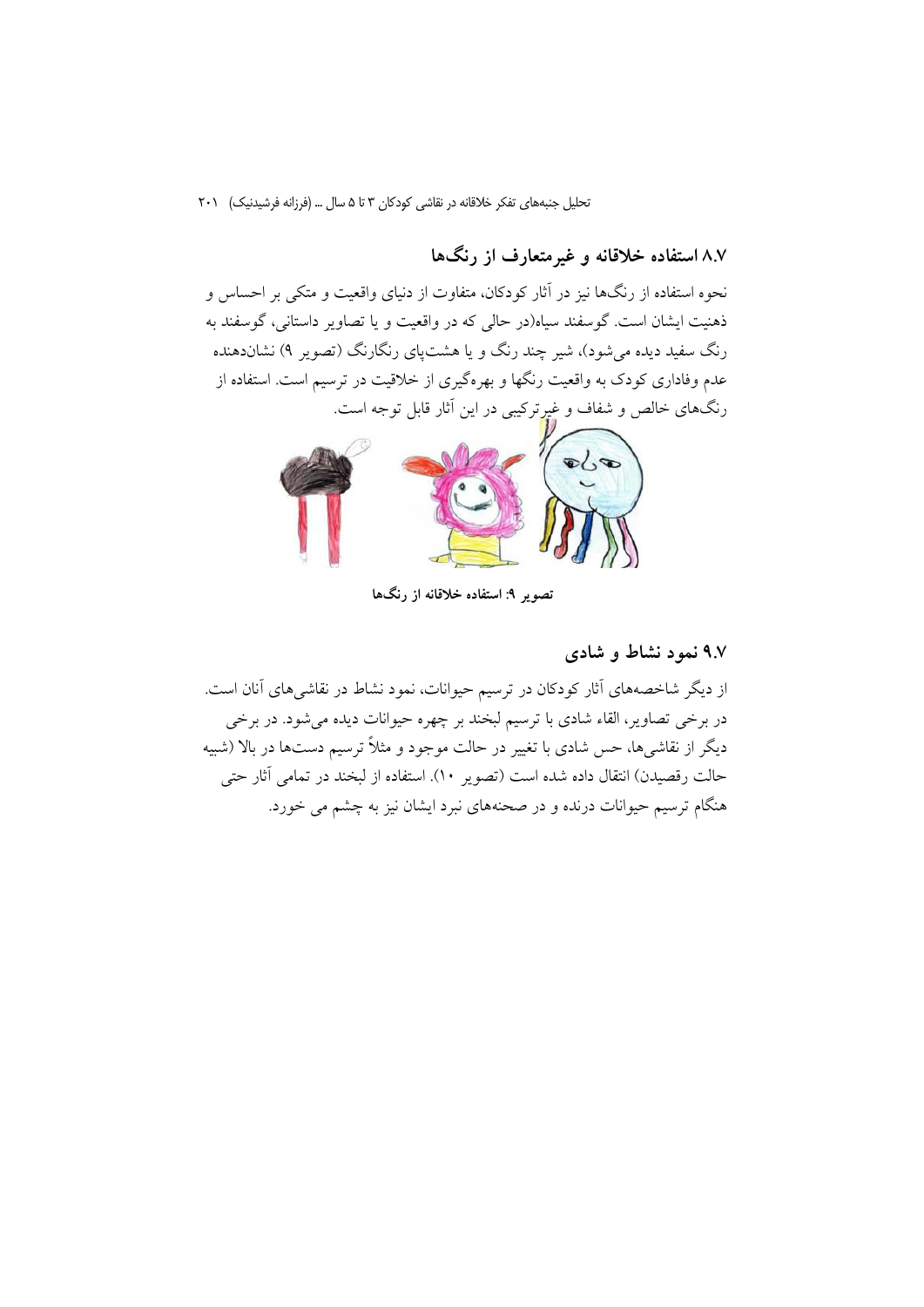## ۸.۷ استفاده خلاقانه و غیرمتعارف از رنگ‌ها

نحوه استفاده از رنگ‌ها نیز در آثار کودکان، متفاوت از دنیای واقعیت و متکی بر احساس و ذهنیت ایشان است. گوسفند سیاه(در حالی که در واقعیت و یا تصاویر داستانی، گوسفند به رنگ سفید دیده می‌شود)، شیر چند رنگ و یا هشت‌پای رنگارنگ (تصویر ۹) نشان‌دهنده عدم وفاداری کودک به واقعیت رنگها و بهره‌گیری از خلاقیت در ترسیم است. استفاده از رنگ‌های خالص و شفاف و غیرترکیبی در این آثار قابل توجه است.

**تصویر ۹: استفاده خلاقانه از رنگ‌ها**

## ۹.۷ نمود نشاط و شادی

از دیگر شاخصه‌های آثار کودکان در ترسیم حیوانات، نمود نشاط در نقاشی‌های آنان است. در برخی تصاویر، القاء شادی با ترسیم لبخند بر چهره حیوانات دیده می‌شود. در برخی دیگر از نقاشی‌ها، حس شادی با تغییر در حالت موجود و مثلاً ترسیم دست‌ها در بالا (شبیه حالت رقصیدن) انتقال داده شده است (تصویر ۱۰). استفاده از لبخند در تمامی آثار حتی هنگام ترسیم حیوانات درنده و در صحنه‌های نبرد ایشان نیز به چشم می خورد.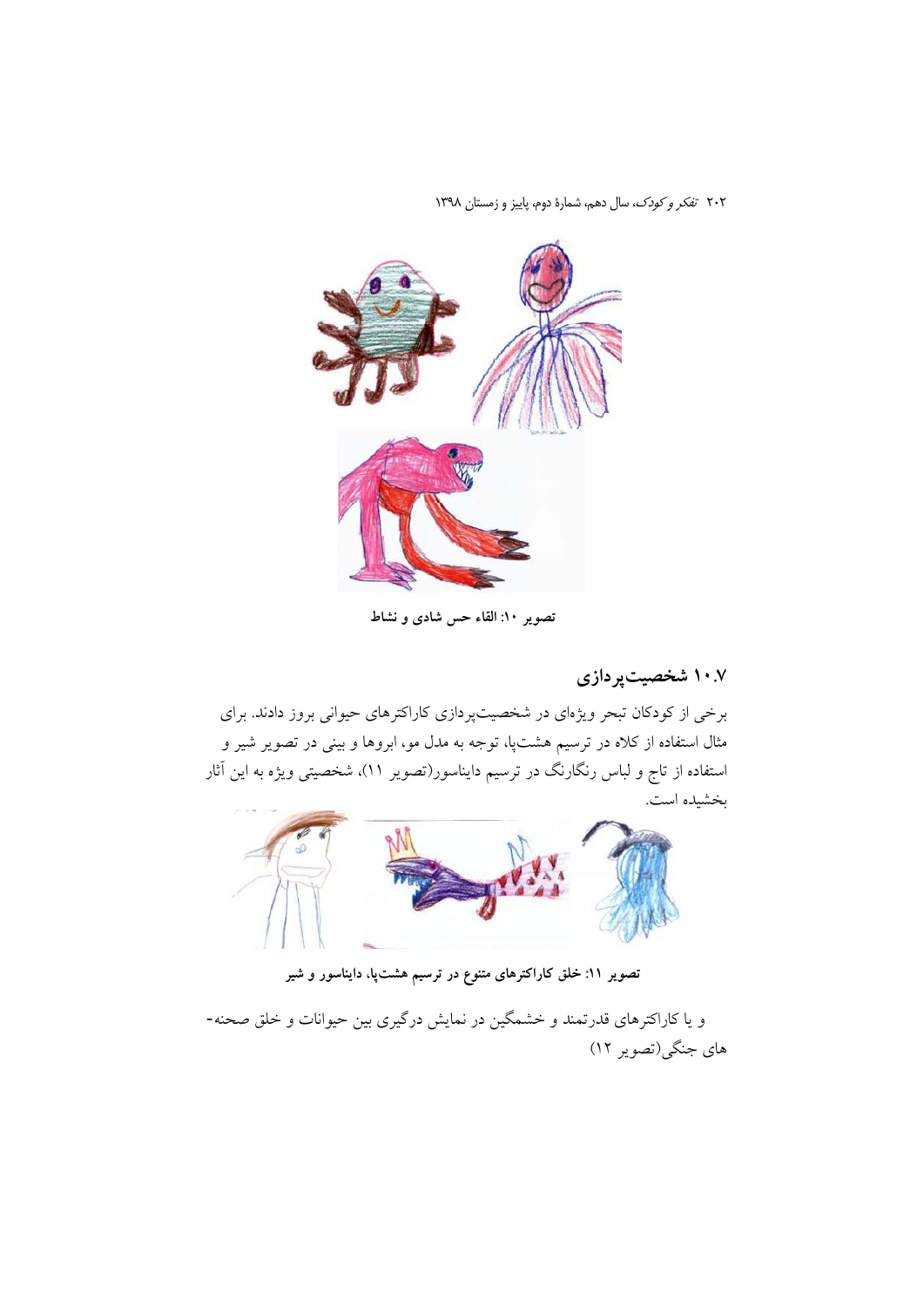تصویر ۱۰: القاء حس شادی و نشاط

## ۱۰.۷ شخصیت‌پردازی

برخی از کودکان تبحر ویژه‌ای در شخصیت‌پردازی کاراکترهای حیوانی بروز دادند. برای مثال استفاده از کلاه در ترسیم هشت‌پا، توجه به مدل مو، ابروها و بینی در تصویر شیر و استفاده از تاج و لباس رنگارنگ در ترسیم دایناسور(تصویر ۱۱)، شخصیتی ویژه به این آثار بخشیده است.

تصویر ۱۱: خلق کاراکترهای متنوع در ترسیم هشت‌پا، دایناسور و شیر

و یا کاراکترهای قدرتمند و خشمگین در نمایش درگیری بین حیوانات و خلق صحنه‌های جنگی(تصویر ۱۲)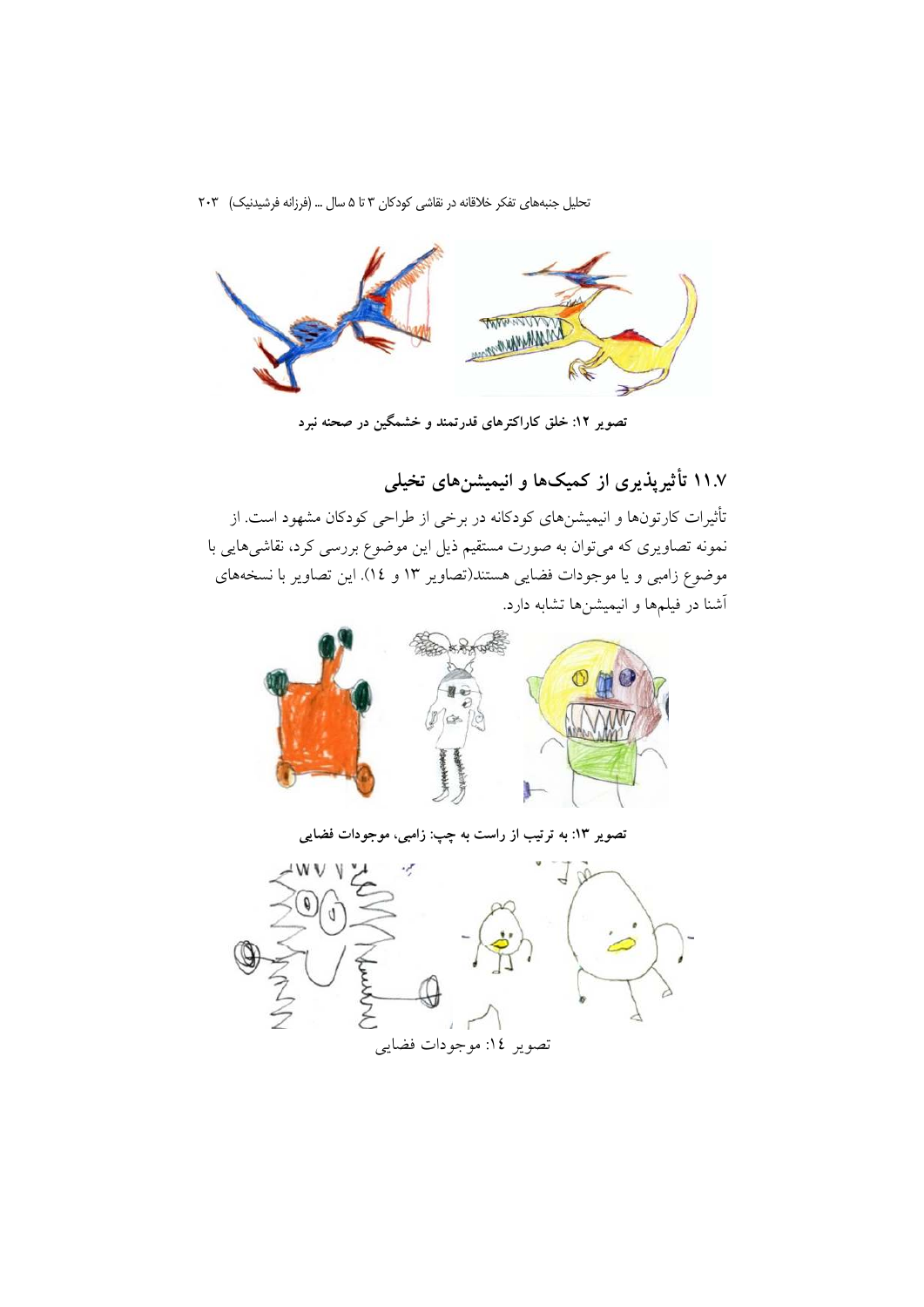تصویر ۱۲: خلق کاراکترهای قدرتمند و خشمگین در صحنه نبرد

## ۱۱.۷ تأثیرپذیری از کمیک‌ها و انیمیشن‌های تخیلی

تأثیرات کارتون‌ها و انیمیشن‌های کودکانه در برخی از طراحی کودکان مشهود است. از نمونه تصاویری که می‌توان به صورت مستقیم ذیل این موضوع بررسی کرد، نقاشی‌هایی با موضوع زامبی و یا موجودات فضایی هستند(تصاویر ۱۳ و ۱٤). این تصاویر با نسخه‌های آشنا در فیلم‌ها و انیمیشن‌ها تشابه دارد.

تصویر ۱۳: به ترتیب از راست به چپ: زامبی، موجودات فضایی

تصویر ۱٤: موجودات فضایی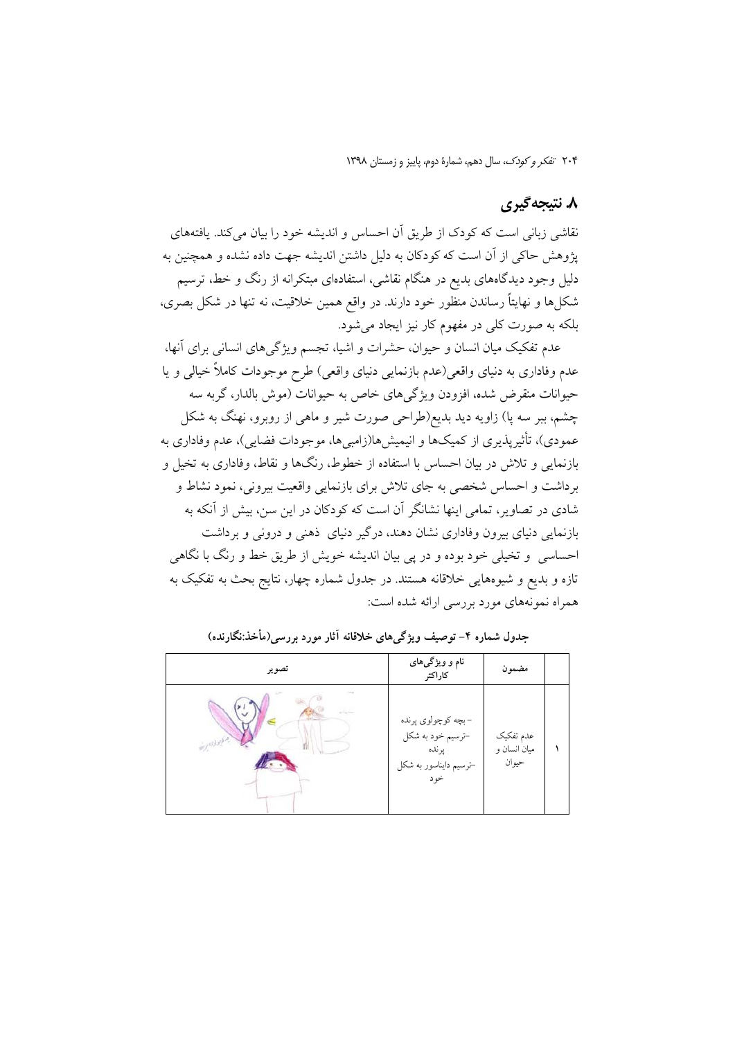## ۸. نتیجه‌گیری

نقاشی زبانی است که کودک از طریق آن احساس و اندیشه خود را بیان می‌کند. یافته‌های پژوهش حاکی از آن است که کودکان به دلیل داشتن اندیشه جهت داده نشده و همچنین به دلیل وجود دیدگاه‌های بدیع در هنگام نقاشی، استفاده‌ای مبتکرانه از رنگ و خط، ترسیم شکل‌ها و نهایتاً رساندن منظور خود دارند. در واقع همین خلاقیت، نه تنها در شکل بصری، بلکه به صورت کلی در مفهوم کار نیز ایجاد می‌شود.

عدم تفکیک میان انسان و حیوان، حشرات و اشیا، تجسم ویژگی‌های انسانی برای آنها، عدم وفاداری به دنیای واقعی(عدم بازنمایی دنیای واقعی) طرح موجودات کاملاً خیالی و یا حیوانات منقرض شده، افزودن ویژگی‌های خاص به حیوانات (موش بالدار، گربه سه چشم، ببر سه پا) زاویه دید بدیع(طراحی صورت شیر و ماهی از روبرو، نهنگ به شکل عمودی)، تأثیرپذیری از کمیک‌ها و انیمیشن‌ها(زامبی‌ها، موجودات فضایی)، عدم وفاداری به بازنمایی و تلاش در بیان احساس با استفاده از خطوط، رنگ‌ها و نقاط، وفاداری به تخیل و برداشت و احساس شخصی به جای تلاش برای بازنمایی واقعیت بیرونی، نمود نشاط و شادی در تصاویر، تمامی اینها نشانگر آن است که کودکان در این سن، بیش از آنکه به بازنمایی دنیای بیرون وفاداری نشان دهند، درگیر دنیای ذهنی و درونی و برداشت احساسی و تخیلی خود بوده و در پی بیان اندیشه خویش از طریق خط و رنگ با نگاهی تازه و بدیع و شیوه‌هایی خلاقانه هستند. در جدول شماره چهار، نتایج بحث به تفکیک به همراه نمونه‌های مورد بررسی ارائه شده است:

**جدول شماره ۴- توصیف ویژگی‌های خلاقانه آثار مورد بررسی(مأخذ:نگارنده)**

| | مضمون | نام و ویژگی‌های کاراکتر | تصویر |
|---|---|---|---|
| ۱ | عدم تفکیک میان انسان و حیوان | - بچه کوچولوی پرنده<br>-ترسیم خود به شکل پرنده<br>-ترسیم دایناسور به شکل خود | |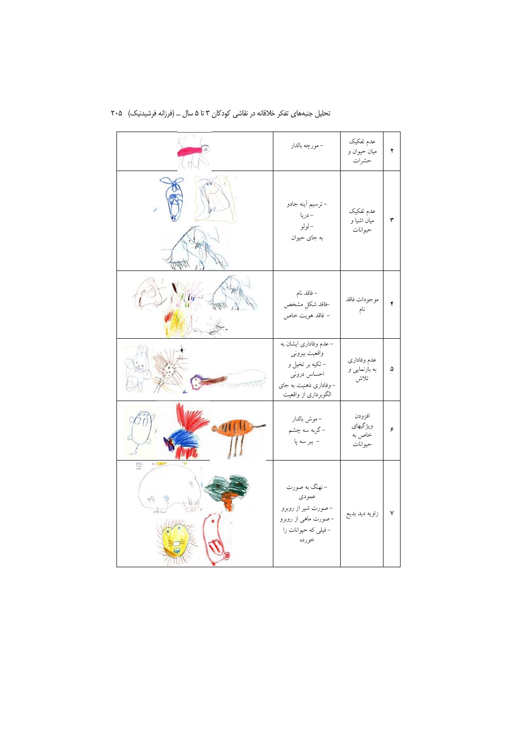| | | | |
|---|---|---|---|
| ۲ | عدم تفکیک میان حیوان و حشرات | – مورچه بالدار | |
| ۳ | عدم تفکیک میان اشیا و حیوانات | – ترسیم آینه جادو<br>– دریا<br>– لولو<br>به جای حیوان | |
| ۴ | موجودات فاقد نام | – فاقد نام<br>–فاقد شکلِ مشخص<br>– فاقد هویت خاص | |
| ۵ | عدم وفاداری به بازنمایی و تلاش | – عدم وفاداری ایشان به واقعیت بیرونی<br>– تکیه بر تخیل و احساس درونی<br>– وفاداری ذهنیت به جای الگوبرداری از واقعیت | |
| ۶ | افزودن ویژگیهای خاص به حیوانات | – موش بالدار<br>– گربه سه چشم<br>– ببر سه پا | |
| ۷ | زاویه دید بدیع | – نهنگ به صورت عمودی<br>– صورت شیر از روبرو<br>– صورت ماهی از روبرو<br>– فیلی که حیوانات را خورده | |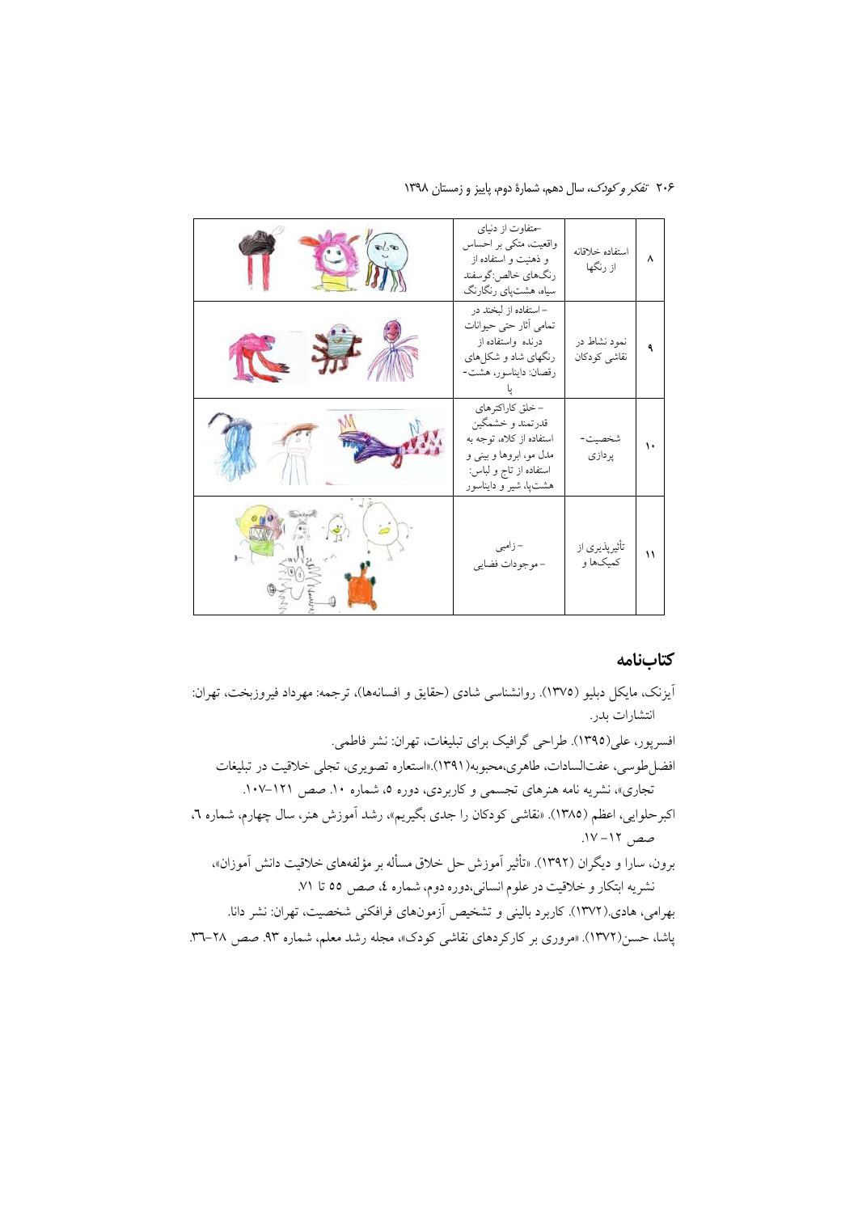| ۸ | استفاده خلاقانه از رنگها | -متفاوت از دنیای واقعیت، متکی بر احساس و ذهنیت و استفاده از رنگ‌های خالص:گوسفند سیاه، هشت‌پای رنگارنگ | |
|---|---|---|---|
| ۹ | نمود نشاط در نقاشی کودکان | – استفاده از لبخند در تمامی آثار حتی حیوانات درنده واستفاده از رنگهای شاد و شکل‌های رقصان: دایناسور، هشت-پا | |
| ۱۰ | شخصیت-پردازی | – خلق کاراکترهای قدرتمند و خشمگین استفاده از کلاه، توجه به مدل مو، ابروها و بینی و استفاده از تاج و لباس: هشت‌پا، شیر و دایناسور | |
| ۱۱ | تأثیرپذیری از کمیک‌ها و | – زامبی<br>– موجودات فضایی | |

## کتاب‌نامه

آیزنک، مایکل دبلیو (۱۳۷۵). روانشناسی شادی (حقایق و افسانه‌ها)، ترجمه: مهرداد فیروزبخت، تهران: انتشارات بدر.

افسرپور، علی(۱۳۹۵). طراحی گرافیک برای تبلیغات، تهران: نشر فاطمی.

افضل‌طوسی، عفت‌السادات، طاهری،محبوبه(۱۳۹۱).«استعاره تصویری، تجلی خلاقیت در تبلیغات تجاری»، نشریه نامه هنرهای تجسمی و کاربردی، دوره ۵، شماره ۱۰. صص ۱۲۱–۱۰۷.

اکبرحلوایی، اعظم (۱۳۸۵). «نقاشی کودکان را جدی بگیریم»، رشد آموزش هنر، سال چهارم، شماره ٦، صص ۱۲– ۱۷.

برون، سارا و دیگران (۱۳۹۲). «تأثیر آموزش حل خلاق مسأله بر مؤلفه‌های خلاقیت دانش آموزان»، نشریه ابتکار و خلاقیت در علوم انسانی،دوره دوم، شماره ٤، صص ٥٥ تا ٧١.

بهرامی، هادی.(۱۳۷۲). کاربرد بالینی و تشخیص آزمون‌های فرافکنی شخصیت، تهران: نشر دانا.

پاشا، حسن(۱۳۷۲). «مروری بر کارکردهای نقاشی کودک»، مجله رشد معلم، شماره ۹۳. صص ۲۸–۳٦.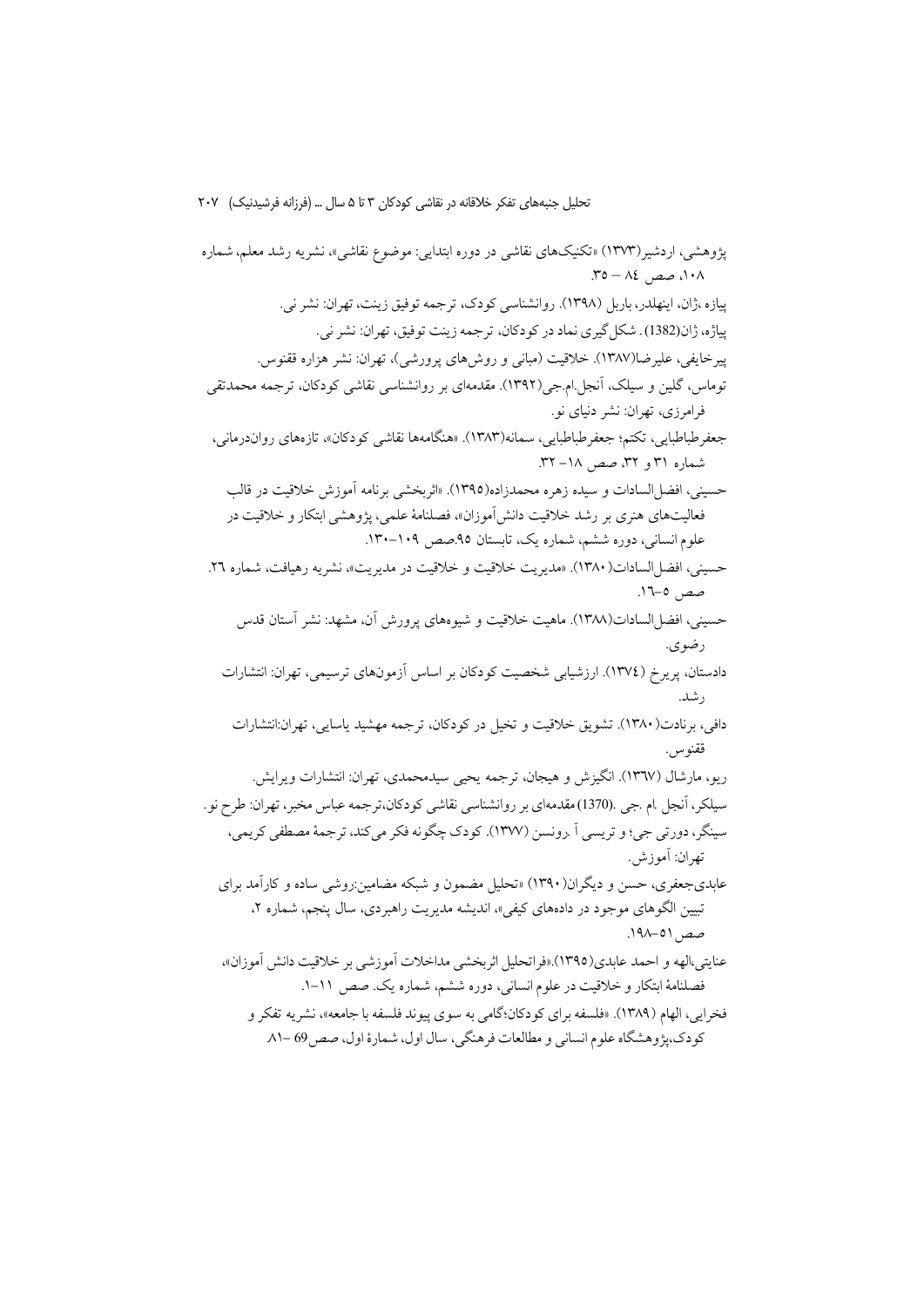پژوهشی، اردشیر(۱۳۷۳) «تکنیک‌های نقاشی در دوره ابتدایی: موضوع نقاشی»، نشریه رشد معلم، شماره ۱۰۸، صص ۸٤ – ۳۵.

پیازه ،ژان، اینهلدر، باربل (۱۳۹۸). روانشناسی کودک، ترجمه توفیق زینت، تهران: نشر نی.

پیاژه، ژان(1382) . شکل‌گیری نماد در کودکان، ترجمه زینت توفیق، تهران: نشر نی.

پیرخایفی، علیرضا(۱۳۸۷). خلاقیت (مبانی و روش‌های پرورشی)، تهران: نشر هزاره ققنوس.

توماس، گلین و سیلک، آنجل.ام.جی(۱۳۹۲). مقدمه‌ای بر روانشناسی نقاشی کودکان، ترجمه محمدتقی فرامرزی، تهران: نشر دنیای نو.

جعفرطباطبایی، تکتم؛ جعفرطباطبایی، سمانه(۱۳۸۳). «هنگامه‌ها نقاشی کودکان»، تازه‌های رواندرمانی، شماره ۳۱ و ۳۲، صص ۱۸– ۳۲.

حسینی، افضل‌السادات و سیده زهره محمدزاده(۱۳۹۵). «اثربخشی برنامه آموزش خلاقیت در قالب فعالیت‌های هنری بر رشد خلاقیت دانش‌آموزان»، فصلنامهٔ علمی، پژوهشی ابتکار و خلاقیت در علوم انسانی، دوره ششم، شماره یک، تابستان ۹۵.صص ۱۰۹–۱۳۰.

حسینی، افضل‌السادات(۱۳۸۰). «مدیریت خلاقیت و خلاقیت در مدیریت»، نشریه رهیافت، شماره ۲٦. صص ٥–۱٦.

حسینی، افضل‌السادات(۱۳۸۸). ماهیت خلاقیت و شیوه‌های پرورش آن، مشهد: نشر آستان قدس رضوی.

دادستان، پریرخ (۱۳۷٤). ارزشیابی شخصیت کودکان بر اساس آزمون‌های ترسیمی، تهران: انتشارات رشد.

دافی، برنادت(۱۳۸۰). تشویق خلاقیت و تخیل در کودکان، ترجمه مهشید یاسایی، تهران:انتشارات ققنوس.

ریو، مارشال (۱۳٦۷). انگیزش و هیجان، ترجمه یحیی سیدمحمدی، تهران: انتشارات ویرایش.

سیلکر، آنجل .ام .جی .(1370) مقدمه‌ای بر روانشناسی نقاشی کودکان،ترجمه عباس مخبر، تهران: طرح نو.

سینگر، دورتی جی؛ و تریسی آ .رونسن (۱۳۷۷). کودک چگونه فکر می‌کند، ترجمهٔ مصطفی کریمی، تهران: آموزش.

عابدی‌جعفری، حسن و دیگران(۱۳۹۰) «تحلیل مضمون و شبکه مضامین:روشی ساده و کارآمد برای تبیین الگوهای موجود در داده‌های کیفی»، اندیشه مدیریت راهبردی، سال پنجم، شماره ۲، صص۵۱–۱۹۸.

عنایتی،الهه و احمد عابدی(۱۳۹۵).«فراتحلیل اثربخشی مداخلات آموزشی بر خلاقیت دانش آموزان»، فصلنامهٔ ابتکار و خلاقیت در علوم انسانی، دوره ششم، شماره یک. صص ۱۱–۱.

فخرایی، الهام (۱۳۸۹). «فلسفه برای کودکان؛گامی به سوی پیوند فلسفه با جامعه»، نشریه تفکر و کودک،پژوهشگاه علوم انسانی و مطالعات فرهنگی، سال اول، شمارهٔ اول، صص69 –۸۱.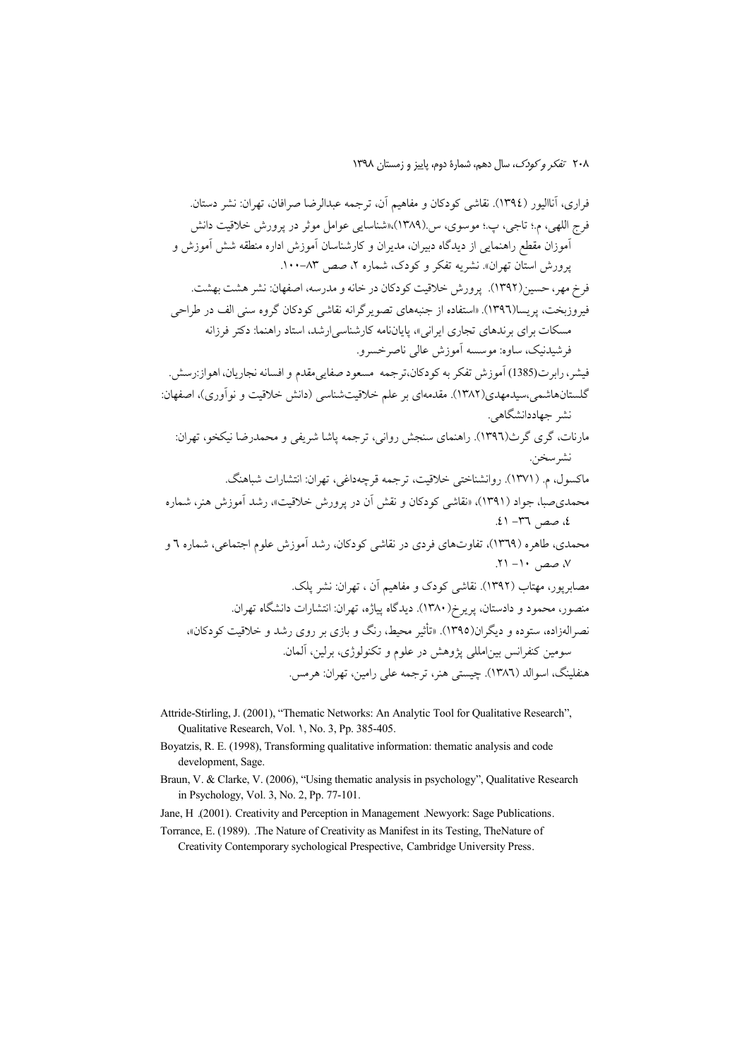فراری، آناالیور (۱۳۹٤). نقاشی کودکان و مفاهیم آن، ترجمه عبدالرضا صرافان، تهران: نشر دستان.

فرج اللهی، م.؛ تاجی، پ.؛ موسوی، س.(۱۳۸۹)،«شناسایی عوامل موثر در پرورش خلاقیت دانش آموزان مقطع راهنمایی از دیدگاه دبیران، مدیران و کارشناسان آموزش اداره منطقه شش آموزش و پرورش استان تهران». نشریه تفکر و کودک، شماره ۲، صص ۸۳–۱۰۰.

فرخ مهر، حسین(۱۳۹۲). پرورش خلاقیت کودکان در خانه و مدرسه، اصفهان: نشر هشت بهشت.

فیروزبخت، پریسا(۱۳۹٦). «استفاده از جنبه‌های تصویرگرانه نقاشی کودکان گروه سنی الف در طراحی مسکات برای برندهای تجاری ایرانی»، پایان‌نامه کارشناسی‌ارشد، استاد راهنما: دکتر فرزانه فرشیدنیک، ساوه: موسسه آموزش عالی ناصرخسرو.

فیشر، رابرت(1385) آموزش تفکر به کودکان،ترجمه مسعود صفایی‌مقدم و افسانه نجاریان، اهواز:رسش.

گلستان‌هاشمی،سیدمهدی(۱۳۸۲). مقدمه‌ای بر علم خلاقیت‌شناسی (دانش خلاقیت و نوآوری)، اصفهان: نشر جهاددانشگاهی.

مارنات، گری گرث(۱۳۹٦). راهنمای سنجش روانی، ترجمه پاشا شریفی و محمدرضا نیکخو، تهران: نشرسخن.

ماکسول، م. (۱۳۷۱). روانشناختی خلاقیت، ترجمه قرچه‌داغی، تهران: انتشارات شباهنگ.

محمدی‌صبا، جواد (۱۳۹۱)، «نقاشی کودکان و نقش آن در پرورش خلاقیت»، رشد آموزش هنر، شماره ٤، صص ۳٦– ٤۱.

محمدی، طاهره (۱۳٦۹)، تفاوت‌های فردی در نقاشی کودکان، رشد آموزش علوم اجتماعی، شماره ٦ و ۷، صص ۱۰– ۲۱.

مصابرپور، مهتاب (۱۳۹۲). نقاشی کودک و مفاهیم آن ، تهران: نشر پلک.

منصور، محمود و دادستان، پریرخ(۱۳۸۰). دیدگاه پیاژه، تهران: انتشارات دانشگاه تهران.

نصرالهزاده، ستوده و دیگران(۱۳۹٥). «تأثیر محیط، رنگ و بازی بر روی رشد و خلاقیت کودکان»، سومین کنفرانس بین‌المللی پژوهش در علوم و تکنولوژی، برلین، آلمان.

هنفلینگ، اسوالد (۱۳۸٦). چیستی هنر، ترجمه علی رامین، تهران: هرمس.

Attride-Stirling, J. (2001), "Thematic Networks: An Analytic Tool for Qualitative Research", Qualitative Research, Vol. ۱, No. 3, Pp. 385-405.

Boyatzis, R. E. (1998), Transforming qualitative information: thematic analysis and code development, Sage.

Braun, V. & Clarke, V. (2006), "Using thematic analysis in psychology", Qualitative Research in Psychology, Vol. 3, No. 2, Pp. 77-101.

Jane, H .(2001). Creativity and Perception in Management .Newyork: Sage Publications.

Torrance, E. (1989). .The Nature of Creativity as Manifest in its Testing, TheNature of Creativity Contemporary sychological Prespective, Cambridge University Press.